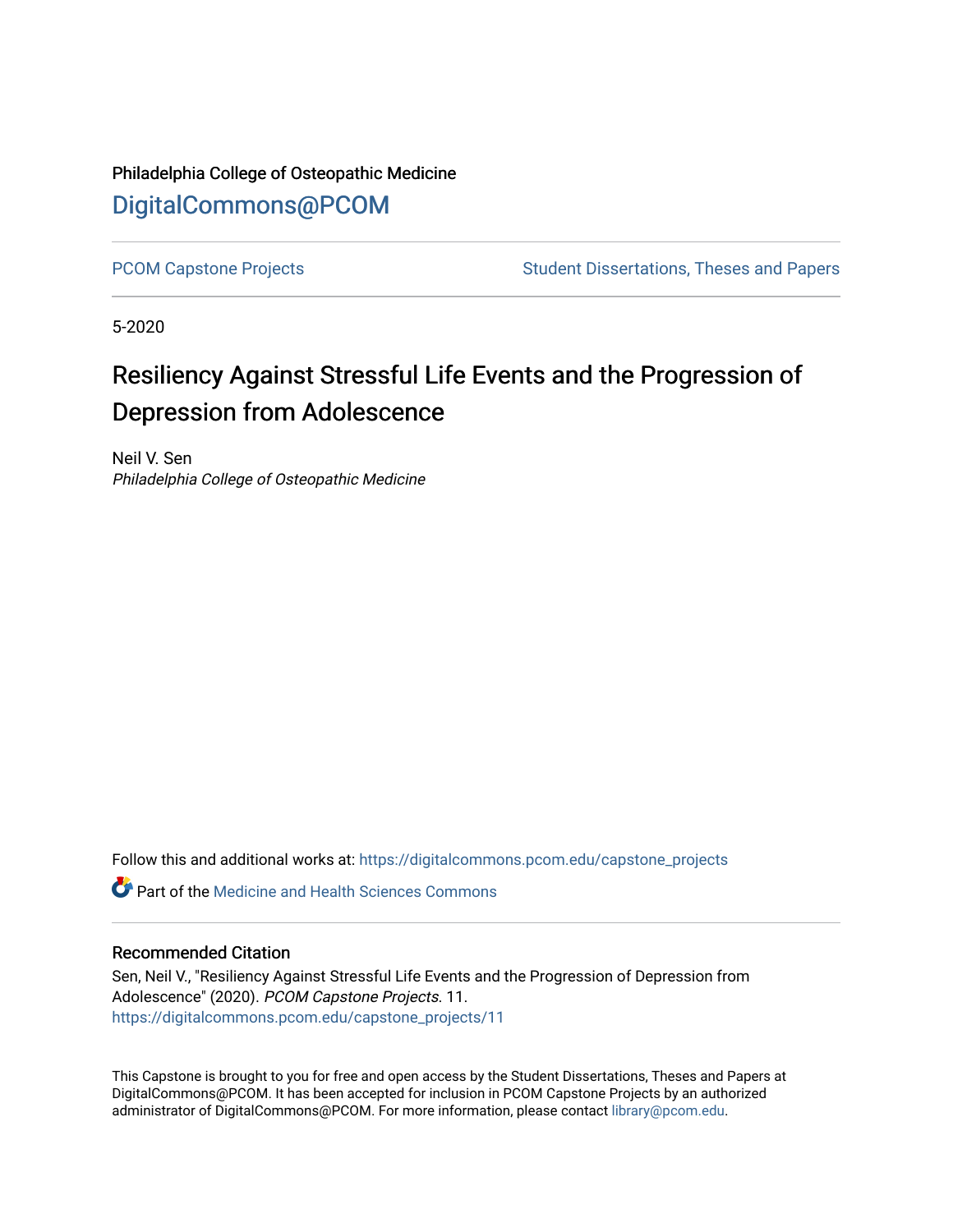Philadelphia College of Osteopathic Medicine

# DigitalCommons@PCOM

PCOM Capstone Projects | Student Dissertations, Theses and Papers

5-2020

# Resiliency Against Stressful Life Events and the Progression of Depression from Adolescence

Neil V. Sen
*Philadelphia College of Osteopathic Medicine*

Follow this and additional works at: https://digitalcommons.pcom.edu/capstone_projects

Part of the Medicine and Health Sciences Commons

## Recommended Citation

Sen, Neil V., "Resiliency Against Stressful Life Events and the Progression of Depression from Adolescence" (2020). *PCOM Capstone Projects*. 11.
https://digitalcommons.pcom.edu/capstone_projects/11

This Capstone is brought to you for free and open access by the Student Dissertations, Theses and Papers at DigitalCommons@PCOM. It has been accepted for inclusion in PCOM Capstone Projects by an authorized administrator of DigitalCommons@PCOM. For more information, please contact library@pcom.edu.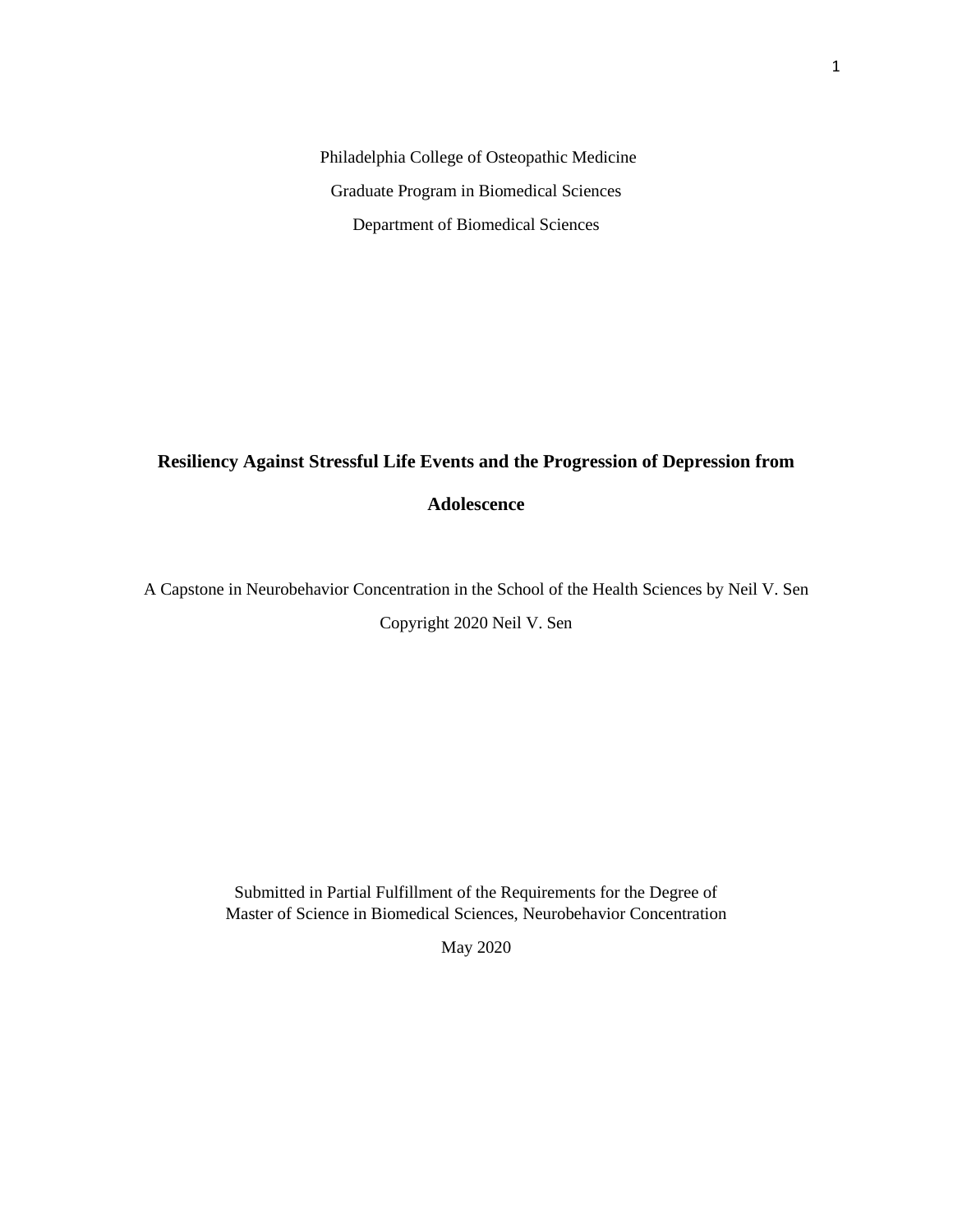Philadelphia College of Osteopathic Medicine

Graduate Program in Biomedical Sciences

Department of Biomedical Sciences

# Resiliency Against Stressful Life Events and the Progression of Depression from Adolescence

A Capstone in Neurobehavior Concentration in the School of the Health Sciences by Neil V. Sen

Copyright 2020 Neil V. Sen

Submitted in Partial Fulfillment of the Requirements for the Degree of
Master of Science in Biomedical Sciences, Neurobehavior Concentration

May 2020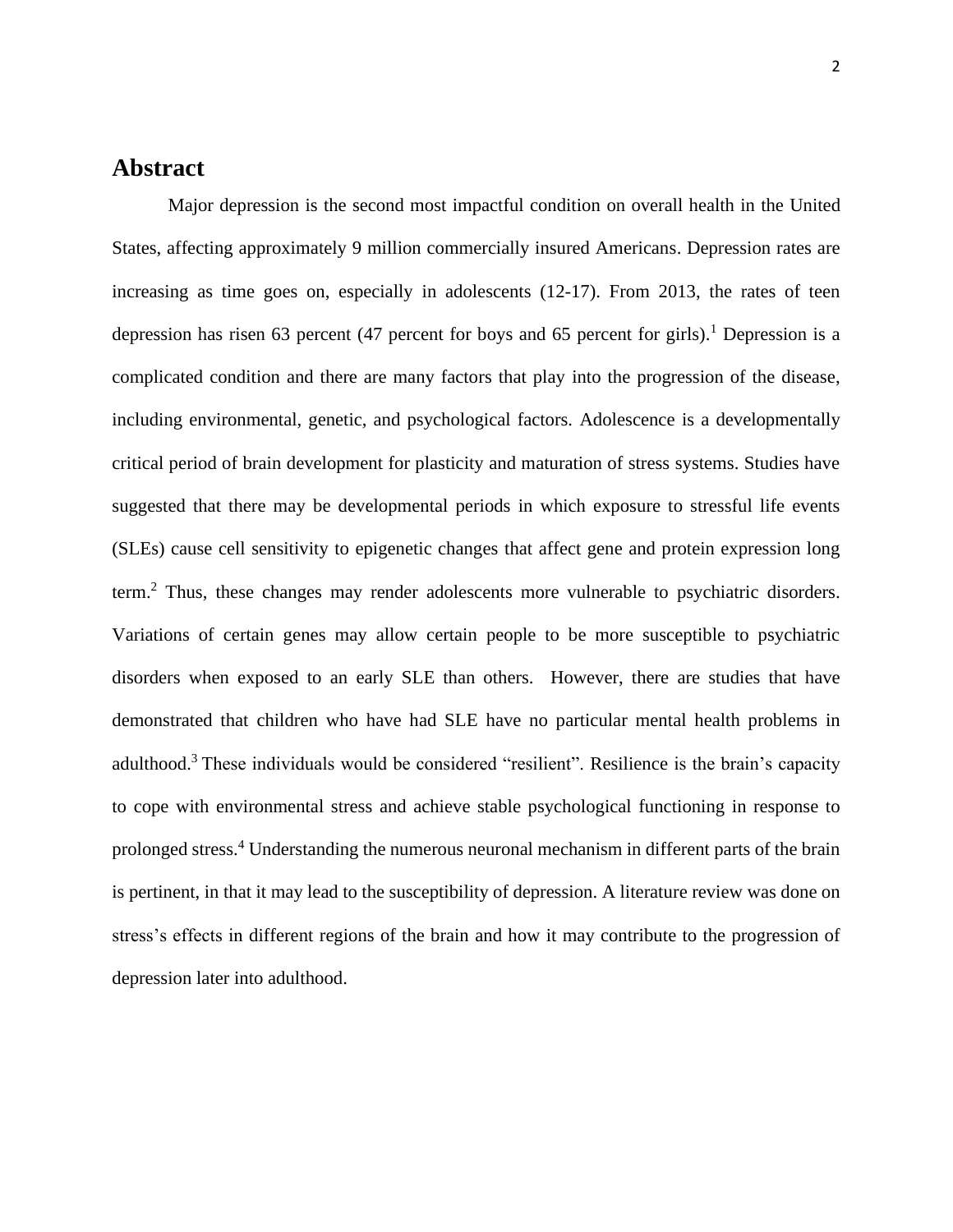# Abstract

Major depression is the second most impactful condition on overall health in the United States, affecting approximately 9 million commercially insured Americans. Depression rates are increasing as time goes on, especially in adolescents (12-17). From 2013, the rates of teen depression has risen 63 percent (47 percent for boys and 65 percent for girls).[1] Depression is a complicated condition and there are many factors that play into the progression of the disease, including environmental, genetic, and psychological factors. Adolescence is a developmentally critical period of brain development for plasticity and maturation of stress systems. Studies have suggested that there may be developmental periods in which exposure to stressful life events (SLEs) cause cell sensitivity to epigenetic changes that affect gene and protein expression long term.[2] Thus, these changes may render adolescents more vulnerable to psychiatric disorders. Variations of certain genes may allow certain people to be more susceptible to psychiatric disorders when exposed to an early SLE than others. However, there are studies that have demonstrated that children who have had SLE have no particular mental health problems in adulthood.[3] These individuals would be considered "resilient". Resilience is the brain's capacity to cope with environmental stress and achieve stable psychological functioning in response to prolonged stress.[4] Understanding the numerous neuronal mechanism in different parts of the brain is pertinent, in that it may lead to the susceptibility of depression. A literature review was done on stress's effects in different regions of the brain and how it may contribute to the progression of depression later into adulthood.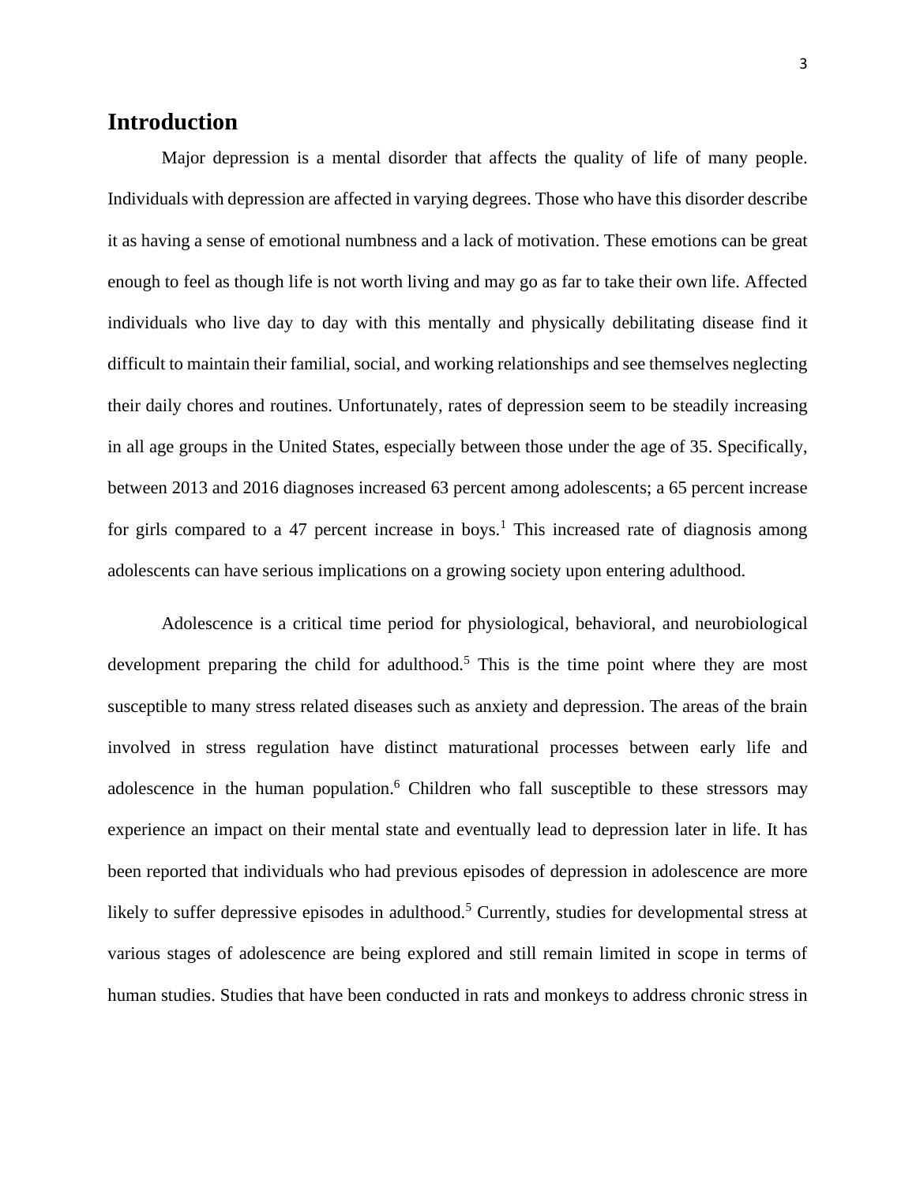# Introduction

Major depression is a mental disorder that affects the quality of life of many people. Individuals with depression are affected in varying degrees. Those who have this disorder describe it as having a sense of emotional numbness and a lack of motivation. These emotions can be great enough to feel as though life is not worth living and may go as far to take their own life. Affected individuals who live day to day with this mentally and physically debilitating disease find it difficult to maintain their familial, social, and working relationships and see themselves neglecting their daily chores and routines. Unfortunately, rates of depression seem to be steadily increasing in all age groups in the United States, especially between those under the age of 35. Specifically, between 2013 and 2016 diagnoses increased 63 percent among adolescents; a 65 percent increase for girls compared to a 47 percent increase in boys.[1] This increased rate of diagnosis among adolescents can have serious implications on a growing society upon entering adulthood.

Adolescence is a critical time period for physiological, behavioral, and neurobiological development preparing the child for adulthood.[5] This is the time point where they are most susceptible to many stress related diseases such as anxiety and depression. The areas of the brain involved in stress regulation have distinct maturational processes between early life and adolescence in the human population.[6] Children who fall susceptible to these stressors may experience an impact on their mental state and eventually lead to depression later in life. It has been reported that individuals who had previous episodes of depression in adolescence are more likely to suffer depressive episodes in adulthood.[5] Currently, studies for developmental stress at various stages of adolescence are being explored and still remain limited in scope in terms of human studies. Studies that have been conducted in rats and monkeys to address chronic stress in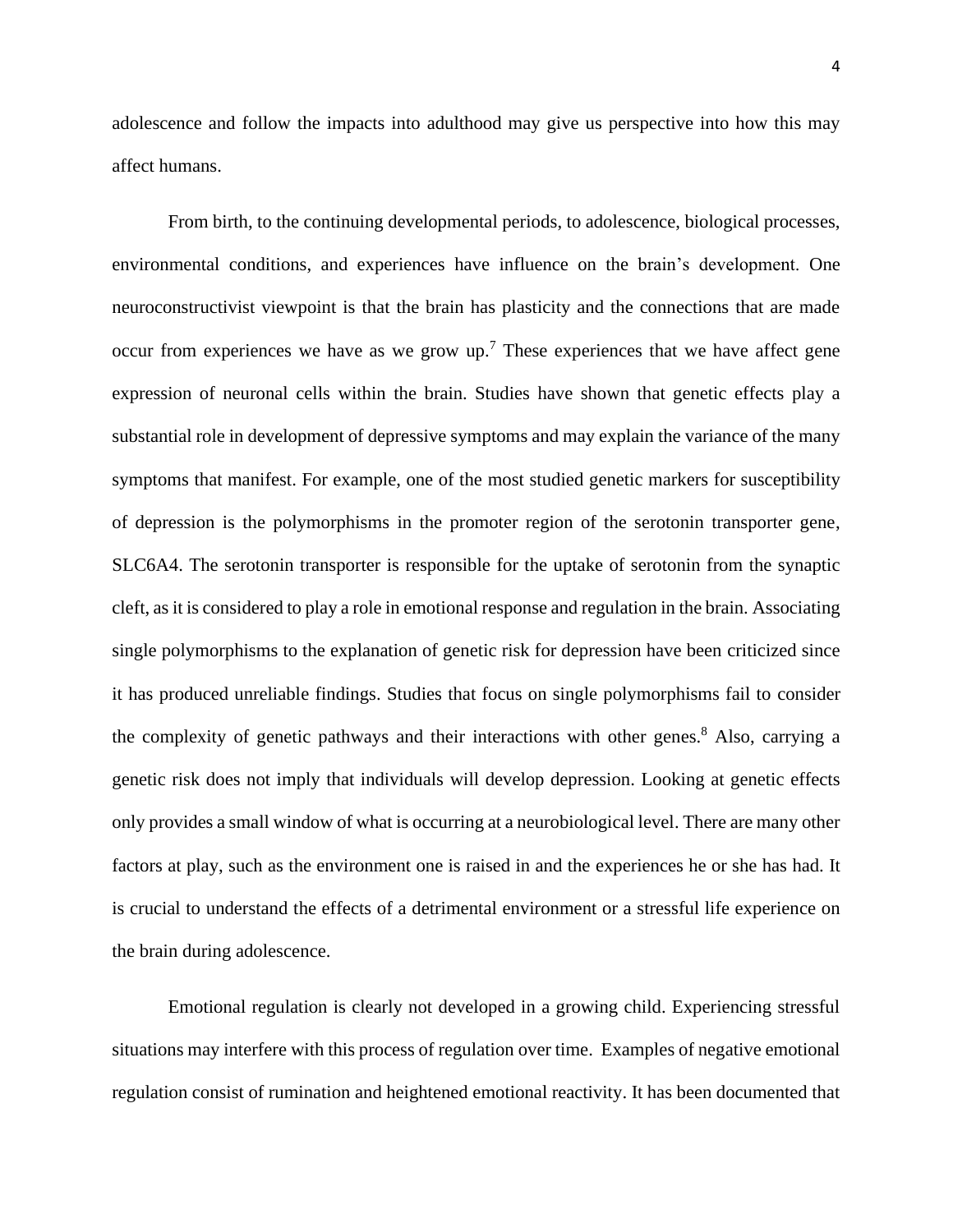adolescence and follow the impacts into adulthood may give us perspective into how this may affect humans.

From birth, to the continuing developmental periods, to adolescence, biological processes, environmental conditions, and experiences have influence on the brain's development. One neuroconstructivist viewpoint is that the brain has plasticity and the connections that are made occur from experiences we have as we grow up.[7] These experiences that we have affect gene expression of neuronal cells within the brain. Studies have shown that genetic effects play a substantial role in development of depressive symptoms and may explain the variance of the many symptoms that manifest. For example, one of the most studied genetic markers for susceptibility of depression is the polymorphisms in the promoter region of the serotonin transporter gene, SLC6A4. The serotonin transporter is responsible for the uptake of serotonin from the synaptic cleft, as it is considered to play a role in emotional response and regulation in the brain. Associating single polymorphisms to the explanation of genetic risk for depression have been criticized since it has produced unreliable findings. Studies that focus on single polymorphisms fail to consider the complexity of genetic pathways and their interactions with other genes.[8] Also, carrying a genetic risk does not imply that individuals will develop depression. Looking at genetic effects only provides a small window of what is occurring at a neurobiological level. There are many other factors at play, such as the environment one is raised in and the experiences he or she has had. It is crucial to understand the effects of a detrimental environment or a stressful life experience on the brain during adolescence.

Emotional regulation is clearly not developed in a growing child. Experiencing stressful situations may interfere with this process of regulation over time. Examples of negative emotional regulation consist of rumination and heightened emotional reactivity. It has been documented that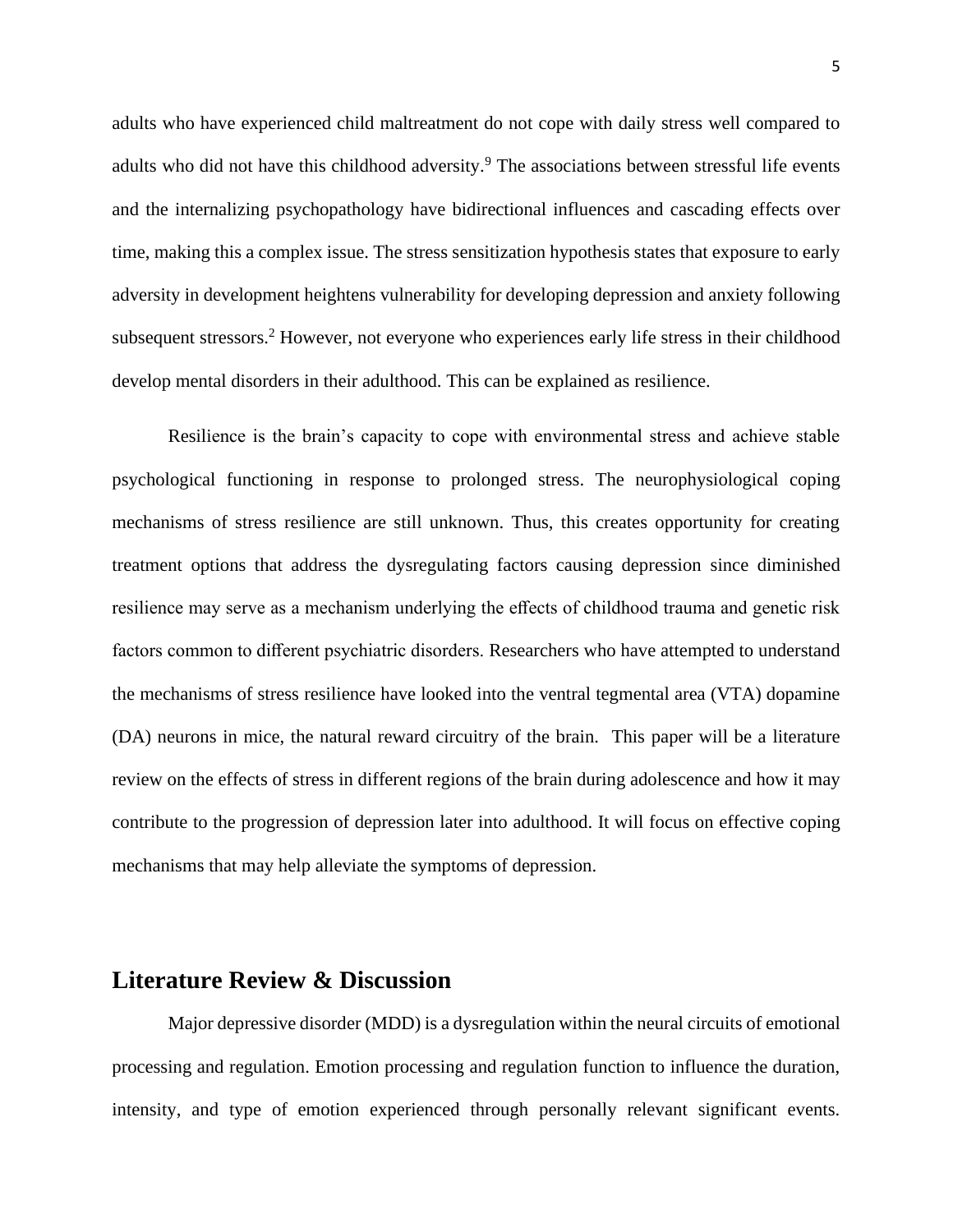adults who have experienced child maltreatment do not cope with daily stress well compared to adults who did not have this childhood adversity.[9] The associations between stressful life events and the internalizing psychopathology have bidirectional influences and cascading effects over time, making this a complex issue. The stress sensitization hypothesis states that exposure to early adversity in development heightens vulnerability for developing depression and anxiety following subsequent stressors.[2] However, not everyone who experiences early life stress in their childhood develop mental disorders in their adulthood. This can be explained as resilience.

Resilience is the brain's capacity to cope with environmental stress and achieve stable psychological functioning in response to prolonged stress. The neurophysiological coping mechanisms of stress resilience are still unknown. Thus, this creates opportunity for creating treatment options that address the dysregulating factors causing depression since diminished resilience may serve as a mechanism underlying the effects of childhood trauma and genetic risk factors common to different psychiatric disorders. Researchers who have attempted to understand the mechanisms of stress resilience have looked into the ventral tegmental area (VTA) dopamine (DA) neurons in mice, the natural reward circuitry of the brain. This paper will be a literature review on the effects of stress in different regions of the brain during adolescence and how it may contribute to the progression of depression later into adulthood. It will focus on effective coping mechanisms that may help alleviate the symptoms of depression.

## Literature Review & Discussion

Major depressive disorder (MDD) is a dysregulation within the neural circuits of emotional processing and regulation. Emotion processing and regulation function to influence the duration, intensity, and type of emotion experienced through personally relevant significant events.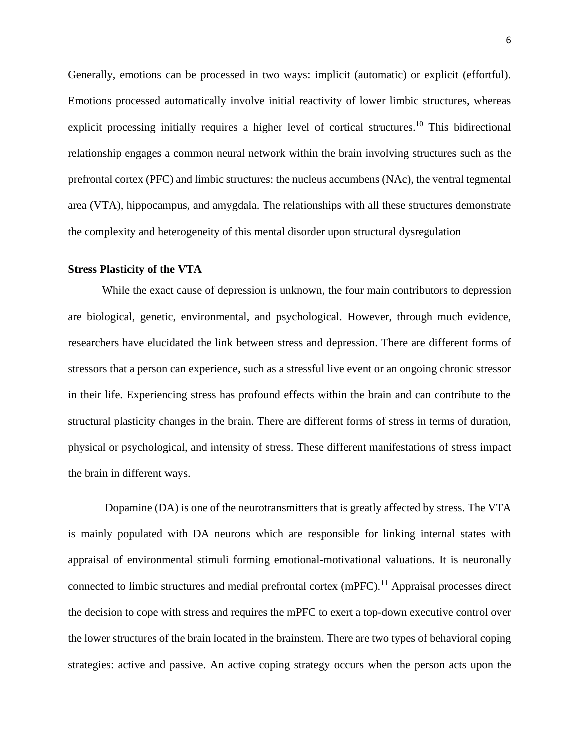Generally, emotions can be processed in two ways: implicit (automatic) or explicit (effortful). Emotions processed automatically involve initial reactivity of lower limbic structures, whereas explicit processing initially requires a higher level of cortical structures.[10] This bidirectional relationship engages a common neural network within the brain involving structures such as the prefrontal cortex (PFC) and limbic structures: the nucleus accumbens (NAc), the ventral tegmental area (VTA), hippocampus, and amygdala. The relationships with all these structures demonstrate the complexity and heterogeneity of this mental disorder upon structural dysregulation

**Stress Plasticity of the VTA**

While the exact cause of depression is unknown, the four main contributors to depression are biological, genetic, environmental, and psychological. However, through much evidence, researchers have elucidated the link between stress and depression. There are different forms of stressors that a person can experience, such as a stressful live event or an ongoing chronic stressor in their life. Experiencing stress has profound effects within the brain and can contribute to the structural plasticity changes in the brain. There are different forms of stress in terms of duration, physical or psychological, and intensity of stress. These different manifestations of stress impact the brain in different ways.

Dopamine (DA) is one of the neurotransmitters that is greatly affected by stress. The VTA is mainly populated with DA neurons which are responsible for linking internal states with appraisal of environmental stimuli forming emotional-motivational valuations. It is neuronally connected to limbic structures and medial prefrontal cortex (mPFC).[11] Appraisal processes direct the decision to cope with stress and requires the mPFC to exert a top-down executive control over the lower structures of the brain located in the brainstem. There are two types of behavioral coping strategies: active and passive. An active coping strategy occurs when the person acts upon the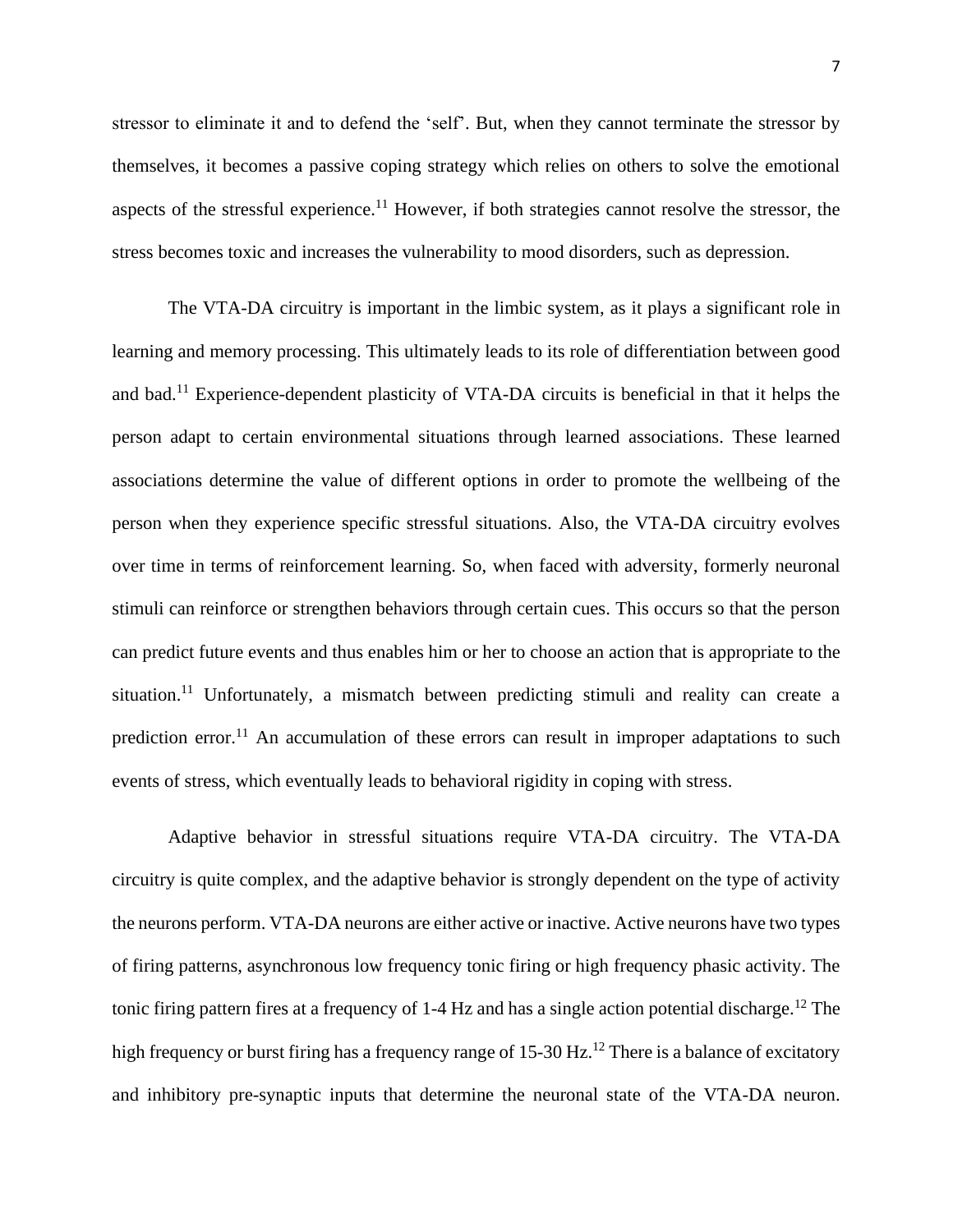stressor to eliminate it and to defend the 'self'. But, when they cannot terminate the stressor by themselves, it becomes a passive coping strategy which relies on others to solve the emotional aspects of the stressful experience.[11] However, if both strategies cannot resolve the stressor, the stress becomes toxic and increases the vulnerability to mood disorders, such as depression.

The VTA-DA circuitry is important in the limbic system, as it plays a significant role in learning and memory processing. This ultimately leads to its role of differentiation between good and bad.[11] Experience-dependent plasticity of VTA-DA circuits is beneficial in that it helps the person adapt to certain environmental situations through learned associations. These learned associations determine the value of different options in order to promote the wellbeing of the person when they experience specific stressful situations. Also, the VTA-DA circuitry evolves over time in terms of reinforcement learning. So, when faced with adversity, formerly neuronal stimuli can reinforce or strengthen behaviors through certain cues. This occurs so that the person can predict future events and thus enables him or her to choose an action that is appropriate to the situation.[11] Unfortunately, a mismatch between predicting stimuli and reality can create a prediction error.[11] An accumulation of these errors can result in improper adaptations to such events of stress, which eventually leads to behavioral rigidity in coping with stress.

Adaptive behavior in stressful situations require VTA-DA circuitry. The VTA-DA circuitry is quite complex, and the adaptive behavior is strongly dependent on the type of activity the neurons perform. VTA-DA neurons are either active or inactive. Active neurons have two types of firing patterns, asynchronous low frequency tonic firing or high frequency phasic activity. The tonic firing pattern fires at a frequency of 1-4 Hz and has a single action potential discharge.[12] The high frequency or burst firing has a frequency range of 15-30 Hz.[12] There is a balance of excitatory and inhibitory pre-synaptic inputs that determine the neuronal state of the VTA-DA neuron.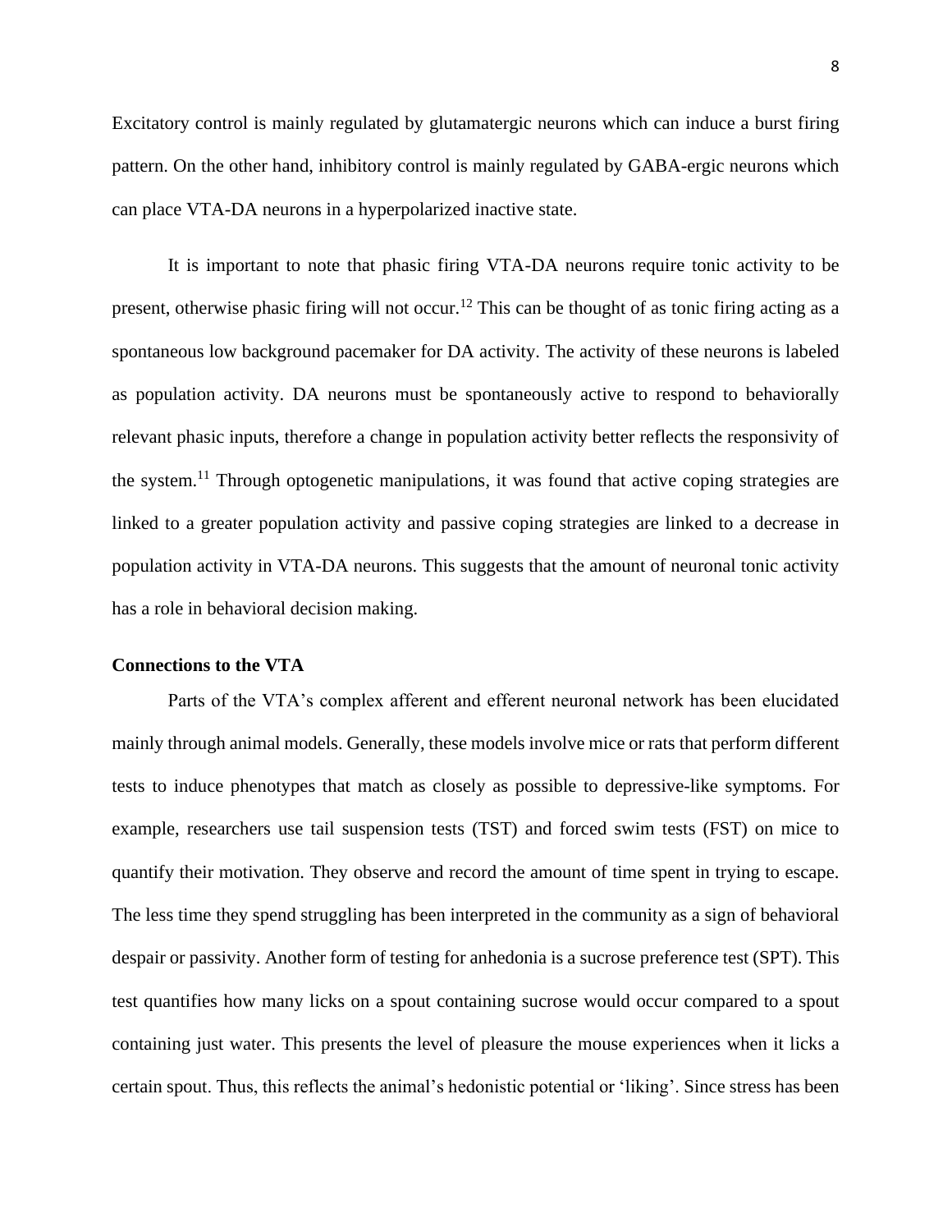Excitatory control is mainly regulated by glutamatergic neurons which can induce a burst firing pattern. On the other hand, inhibitory control is mainly regulated by GABA-ergic neurons which can place VTA-DA neurons in a hyperpolarized inactive state.

It is important to note that phasic firing VTA-DA neurons require tonic activity to be present, otherwise phasic firing will not occur.[12] This can be thought of as tonic firing acting as a spontaneous low background pacemaker for DA activity. The activity of these neurons is labeled as population activity. DA neurons must be spontaneously active to respond to behaviorally relevant phasic inputs, therefore a change in population activity better reflects the responsivity of the system.[11] Through optogenetic manipulations, it was found that active coping strategies are linked to a greater population activity and passive coping strategies are linked to a decrease in population activity in VTA-DA neurons. This suggests that the amount of neuronal tonic activity has a role in behavioral decision making.

**Connections to the VTA**

Parts of the VTA's complex afferent and efferent neuronal network has been elucidated mainly through animal models. Generally, these models involve mice or rats that perform different tests to induce phenotypes that match as closely as possible to depressive-like symptoms. For example, researchers use tail suspension tests (TST) and forced swim tests (FST) on mice to quantify their motivation. They observe and record the amount of time spent in trying to escape. The less time they spend struggling has been interpreted in the community as a sign of behavioral despair or passivity. Another form of testing for anhedonia is a sucrose preference test (SPT). This test quantifies how many licks on a spout containing sucrose would occur compared to a spout containing just water. This presents the level of pleasure the mouse experiences when it licks a certain spout. Thus, this reflects the animal's hedonistic potential or 'liking'. Since stress has been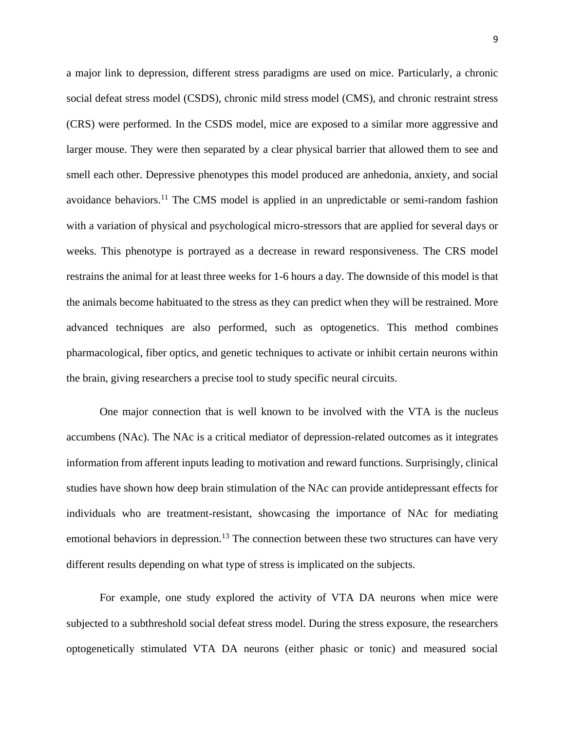a major link to depression, different stress paradigms are used on mice. Particularly, a chronic social defeat stress model (CSDS), chronic mild stress model (CMS), and chronic restraint stress (CRS) were performed. In the CSDS model, mice are exposed to a similar more aggressive and larger mouse. They were then separated by a clear physical barrier that allowed them to see and smell each other. Depressive phenotypes this model produced are anhedonia, anxiety, and social avoidance behaviors.[11] The CMS model is applied in an unpredictable or semi-random fashion with a variation of physical and psychological micro-stressors that are applied for several days or weeks. This phenotype is portrayed as a decrease in reward responsiveness. The CRS model restrains the animal for at least three weeks for 1-6 hours a day. The downside of this model is that the animals become habituated to the stress as they can predict when they will be restrained. More advanced techniques are also performed, such as optogenetics. This method combines pharmacological, fiber optics, and genetic techniques to activate or inhibit certain neurons within the brain, giving researchers a precise tool to study specific neural circuits.

One major connection that is well known to be involved with the VTA is the nucleus accumbens (NAc). The NAc is a critical mediator of depression-related outcomes as it integrates information from afferent inputs leading to motivation and reward functions. Surprisingly, clinical studies have shown how deep brain stimulation of the NAc can provide antidepressant effects for individuals who are treatment-resistant, showcasing the importance of NAc for mediating emotional behaviors in depression.[13] The connection between these two structures can have very different results depending on what type of stress is implicated on the subjects.

For example, one study explored the activity of VTA DA neurons when mice were subjected to a subthreshold social defeat stress model. During the stress exposure, the researchers optogenetically stimulated VTA DA neurons (either phasic or tonic) and measured social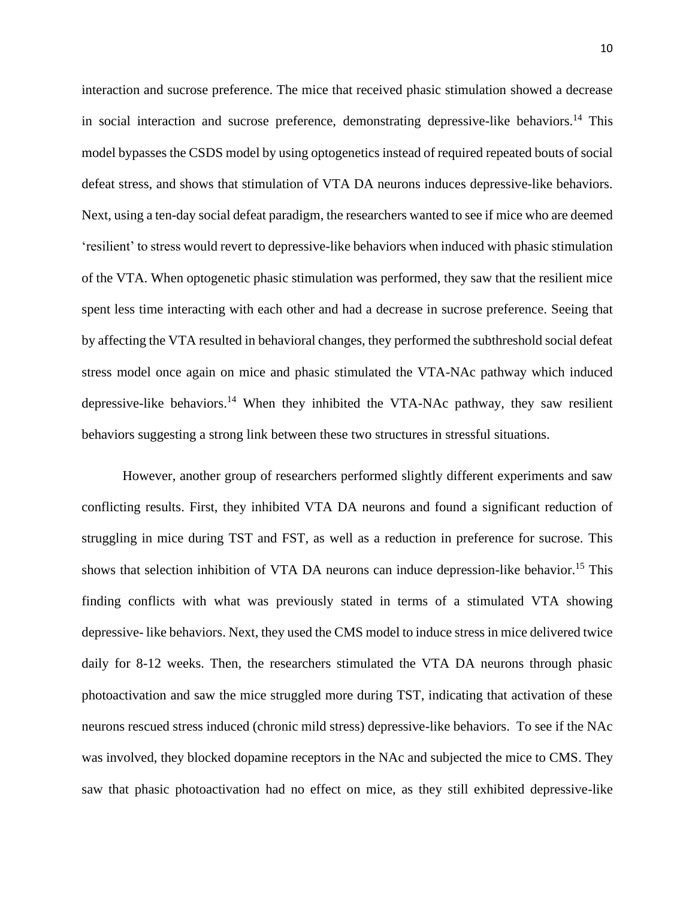interaction and sucrose preference. The mice that received phasic stimulation showed a decrease in social interaction and sucrose preference, demonstrating depressive-like behaviors.[14] This model bypasses the CSDS model by using optogenetics instead of required repeated bouts of social defeat stress, and shows that stimulation of VTA DA neurons induces depressive-like behaviors. Next, using a ten-day social defeat paradigm, the researchers wanted to see if mice who are deemed 'resilient' to stress would revert to depressive-like behaviors when induced with phasic stimulation of the VTA. When optogenetic phasic stimulation was performed, they saw that the resilient mice spent less time interacting with each other and had a decrease in sucrose preference. Seeing that by affecting the VTA resulted in behavioral changes, they performed the subthreshold social defeat stress model once again on mice and phasic stimulated the VTA-NAc pathway which induced depressive-like behaviors.[14] When they inhibited the VTA-NAc pathway, they saw resilient behaviors suggesting a strong link between these two structures in stressful situations.

However, another group of researchers performed slightly different experiments and saw conflicting results. First, they inhibited VTA DA neurons and found a significant reduction of struggling in mice during TST and FST, as well as a reduction in preference for sucrose. This shows that selection inhibition of VTA DA neurons can induce depression-like behavior.[15] This finding conflicts with what was previously stated in terms of a stimulated VTA showing depressive- like behaviors. Next, they used the CMS model to induce stress in mice delivered twice daily for 8-12 weeks. Then, the researchers stimulated the VTA DA neurons through phasic photoactivation and saw the mice struggled more during TST, indicating that activation of these neurons rescued stress induced (chronic mild stress) depressive-like behaviors. To see if the NAc was involved, they blocked dopamine receptors in the NAc and subjected the mice to CMS. They saw that phasic photoactivation had no effect on mice, as they still exhibited depressive-like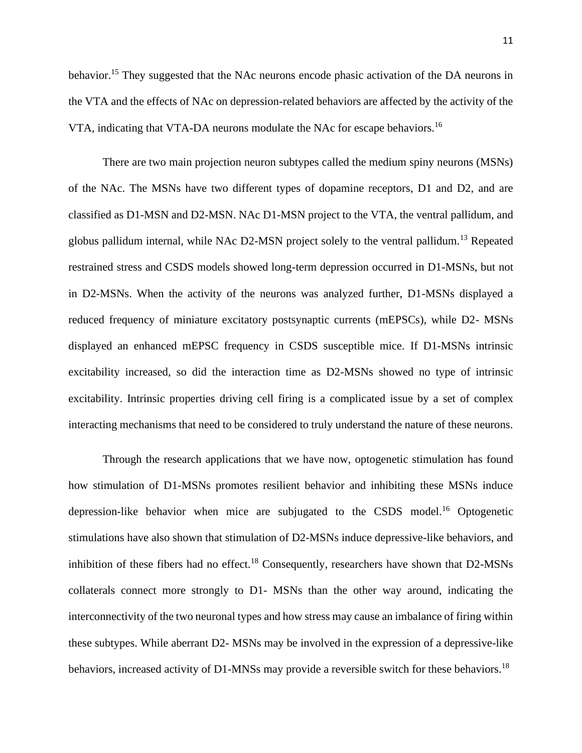behavior.[15] They suggested that the NAc neurons encode phasic activation of the DA neurons in the VTA and the effects of NAc on depression-related behaviors are affected by the activity of the VTA, indicating that VTA-DA neurons modulate the NAc for escape behaviors.[16]

There are two main projection neuron subtypes called the medium spiny neurons (MSNs) of the NAc. The MSNs have two different types of dopamine receptors, D1 and D2, and are classified as D1-MSN and D2-MSN. NAc D1-MSN project to the VTA, the ventral pallidum, and globus pallidum internal, while NAc D2-MSN project solely to the ventral pallidum.[13] Repeated restrained stress and CSDS models showed long-term depression occurred in D1-MSNs, but not in D2-MSNs. When the activity of the neurons was analyzed further, D1-MSNs displayed a reduced frequency of miniature excitatory postsynaptic currents (mEPSCs), while D2- MSNs displayed an enhanced mEPSC frequency in CSDS susceptible mice. If D1-MSNs intrinsic excitability increased, so did the interaction time as D2-MSNs showed no type of intrinsic excitability. Intrinsic properties driving cell firing is a complicated issue by a set of complex interacting mechanisms that need to be considered to truly understand the nature of these neurons.

Through the research applications that we have now, optogenetic stimulation has found how stimulation of D1-MSNs promotes resilient behavior and inhibiting these MSNs induce depression-like behavior when mice are subjugated to the CSDS model.[16] Optogenetic stimulations have also shown that stimulation of D2-MSNs induce depressive-like behaviors, and inhibition of these fibers had no effect.[18] Consequently, researchers have shown that D2-MSNs collaterals connect more strongly to D1- MSNs than the other way around, indicating the interconnectivity of the two neuronal types and how stress may cause an imbalance of firing within these subtypes. While aberrant D2- MSNs may be involved in the expression of a depressive-like behaviors, increased activity of D1-MNSs may provide a reversible switch for these behaviors.[18]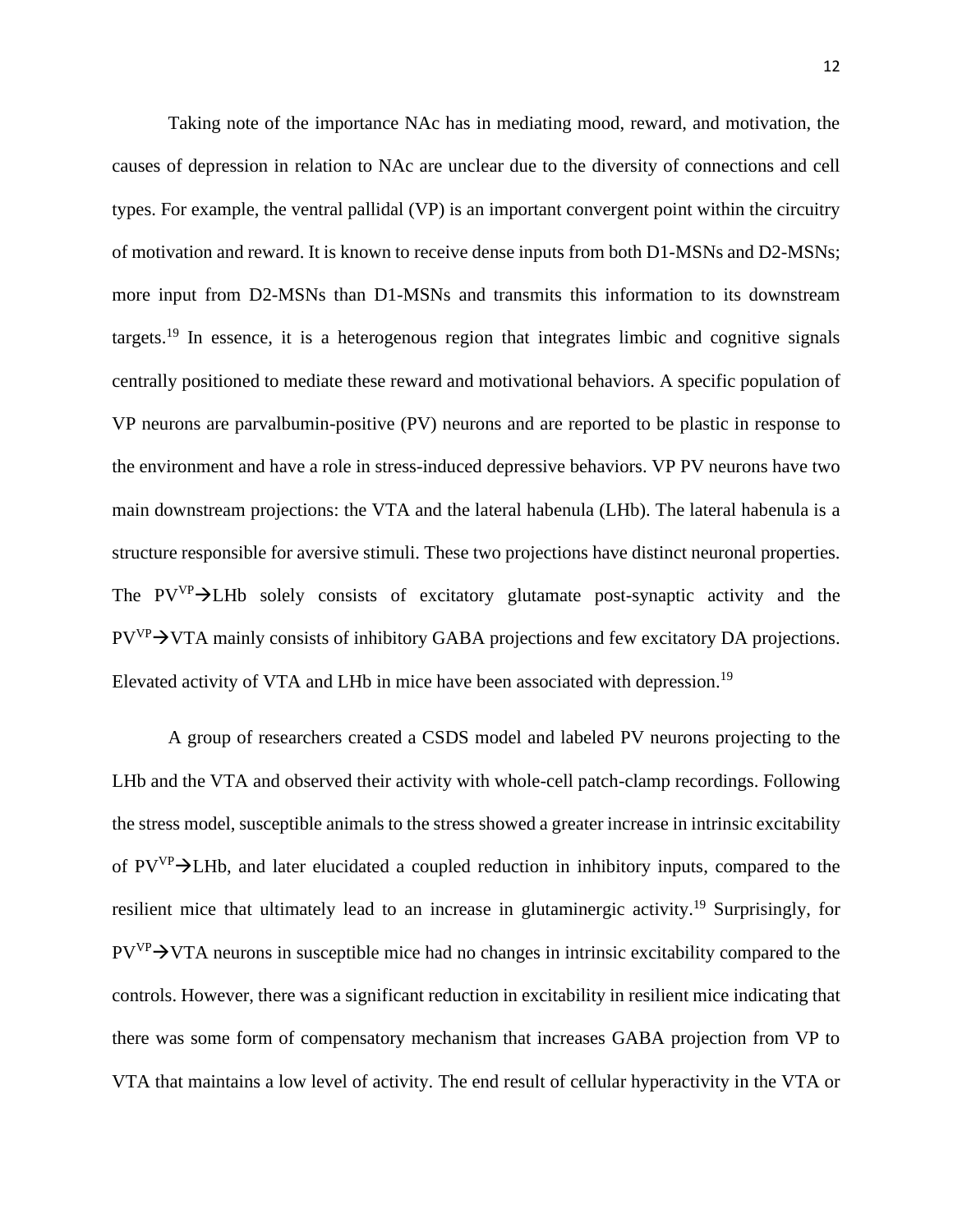Taking note of the importance NAc has in mediating mood, reward, and motivation, the causes of depression in relation to NAc are unclear due to the diversity of connections and cell types. For example, the ventral pallidal (VP) is an important convergent point within the circuitry of motivation and reward. It is known to receive dense inputs from both D1-MSNs and D2-MSNs; more input from D2-MSNs than D1-MSNs and transmits this information to its downstream targets.[19] In essence, it is a heterogenous region that integrates limbic and cognitive signals centrally positioned to mediate these reward and motivational behaviors. A specific population of VP neurons are parvalbumin-positive (PV) neurons and are reported to be plastic in response to the environment and have a role in stress-induced depressive behaviors. VP PV neurons have two main downstream projections: the VTA and the lateral habenula (LHb). The lateral habenula is a structure responsible for aversive stimuli. These two projections have distinct neuronal properties. The $PV^{VP}$→LHb solely consists of excitatory glutamate post-synaptic activity and the $PV^{VP}$→VTA mainly consists of inhibitory GABA projections and few excitatory DA projections. Elevated activity of VTA and LHb in mice have been associated with depression.[19]

A group of researchers created a CSDS model and labeled PV neurons projecting to the LHb and the VTA and observed their activity with whole-cell patch-clamp recordings. Following the stress model, susceptible animals to the stress showed a greater increase in intrinsic excitability of $PV^{VP}$→LHb, and later elucidated a coupled reduction in inhibitory inputs, compared to the resilient mice that ultimately lead to an increase in glutaminergic activity.[19] Surprisingly, for $PV^{VP}$→VTA neurons in susceptible mice had no changes in intrinsic excitability compared to the controls. However, there was a significant reduction in excitability in resilient mice indicating that there was some form of compensatory mechanism that increases GABA projection from VP to VTA that maintains a low level of activity. The end result of cellular hyperactivity in the VTA or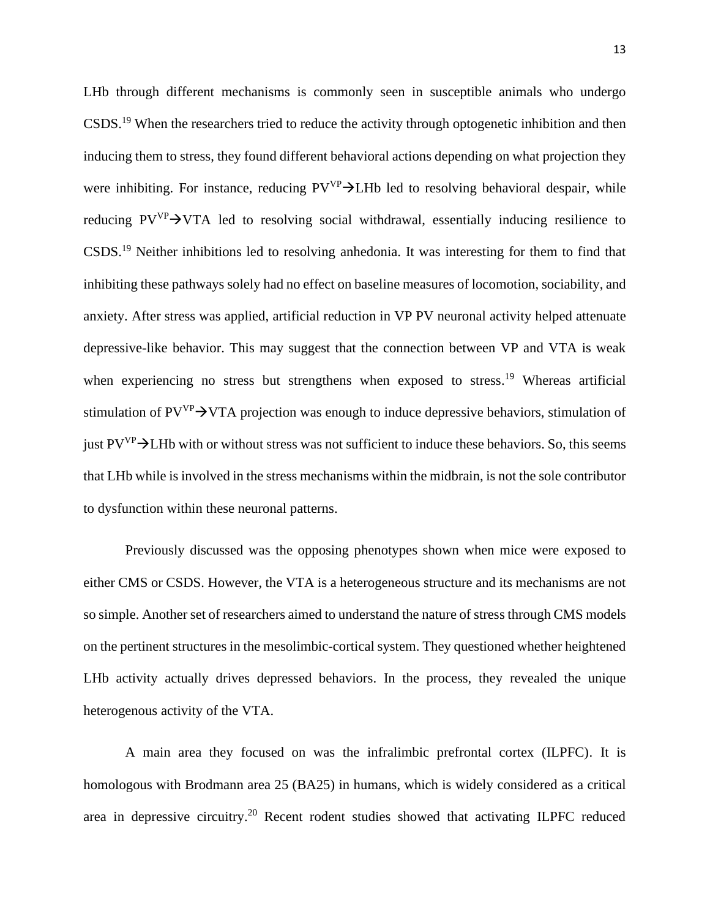LHb through different mechanisms is commonly seen in susceptible animals who undergo CSDS.[19] When the researchers tried to reduce the activity through optogenetic inhibition and then inducing them to stress, they found different behavioral actions depending on what projection they were inhibiting. For instance, reducing $PV^{VP}$→LHb led to resolving behavioral despair, while reducing $PV^{VP}$→VTA led to resolving social withdrawal, essentially inducing resilience to CSDS.[19] Neither inhibitions led to resolving anhedonia. It was interesting for them to find that inhibiting these pathways solely had no effect on baseline measures of locomotion, sociability, and anxiety. After stress was applied, artificial reduction in VP PV neuronal activity helped attenuate depressive-like behavior. This may suggest that the connection between VP and VTA is weak when experiencing no stress but strengthens when exposed to stress.[19] Whereas artificial stimulation of $PV^{VP}$→VTA projection was enough to induce depressive behaviors, stimulation of just $PV^{VP}$→LHb with or without stress was not sufficient to induce these behaviors. So, this seems that LHb while is involved in the stress mechanisms within the midbrain, is not the sole contributor to dysfunction within these neuronal patterns.

Previously discussed was the opposing phenotypes shown when mice were exposed to either CMS or CSDS. However, the VTA is a heterogeneous structure and its mechanisms are not so simple. Another set of researchers aimed to understand the nature of stress through CMS models on the pertinent structures in the mesolimbic-cortical system. They questioned whether heightened LHb activity actually drives depressed behaviors. In the process, they revealed the unique heterogenous activity of the VTA.

A main area they focused on was the infralimbic prefrontal cortex (ILPFC). It is homologous with Brodmann area 25 (BA25) in humans, which is widely considered as a critical area in depressive circuitry.[20] Recent rodent studies showed that activating ILPFC reduced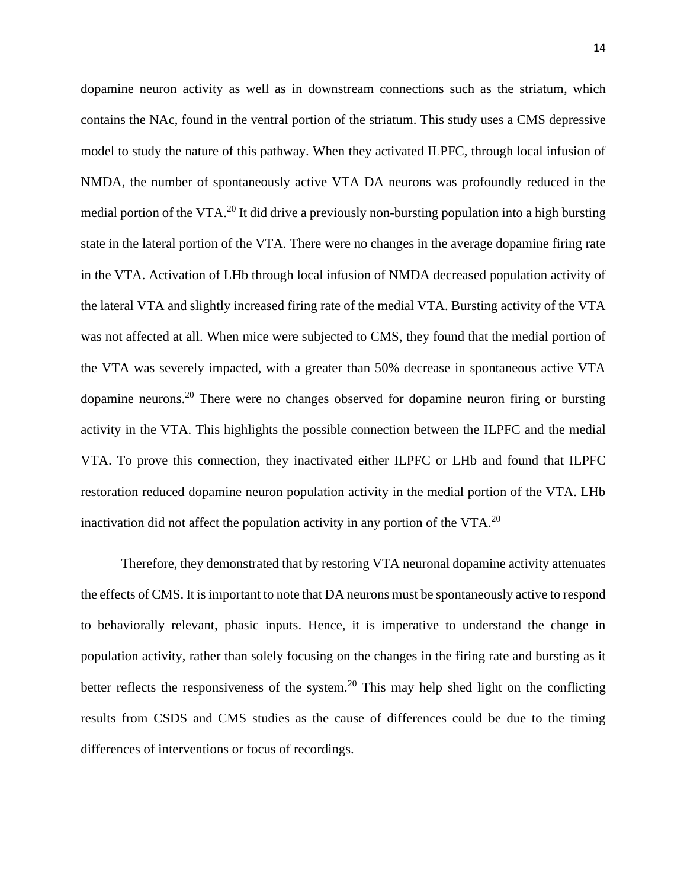dopamine neuron activity as well as in downstream connections such as the striatum, which contains the NAc, found in the ventral portion of the striatum. This study uses a CMS depressive model to study the nature of this pathway. When they activated ILPFC, through local infusion of NMDA, the number of spontaneously active VTA DA neurons was profoundly reduced in the medial portion of the VTA.[20] It did drive a previously non-bursting population into a high bursting state in the lateral portion of the VTA. There were no changes in the average dopamine firing rate in the VTA. Activation of LHb through local infusion of NMDA decreased population activity of the lateral VTA and slightly increased firing rate of the medial VTA. Bursting activity of the VTA was not affected at all. When mice were subjected to CMS, they found that the medial portion of the VTA was severely impacted, with a greater than 50% decrease in spontaneous active VTA dopamine neurons.[20] There were no changes observed for dopamine neuron firing or bursting activity in the VTA. This highlights the possible connection between the ILPFC and the medial VTA. To prove this connection, they inactivated either ILPFC or LHb and found that ILPFC restoration reduced dopamine neuron population activity in the medial portion of the VTA. LHb inactivation did not affect the population activity in any portion of the VTA.[20]

Therefore, they demonstrated that by restoring VTA neuronal dopamine activity attenuates the effects of CMS. It is important to note that DA neurons must be spontaneously active to respond to behaviorally relevant, phasic inputs. Hence, it is imperative to understand the change in population activity, rather than solely focusing on the changes in the firing rate and bursting as it better reflects the responsiveness of the system.[20] This may help shed light on the conflicting results from CSDS and CMS studies as the cause of differences could be due to the timing differences of interventions or focus of recordings.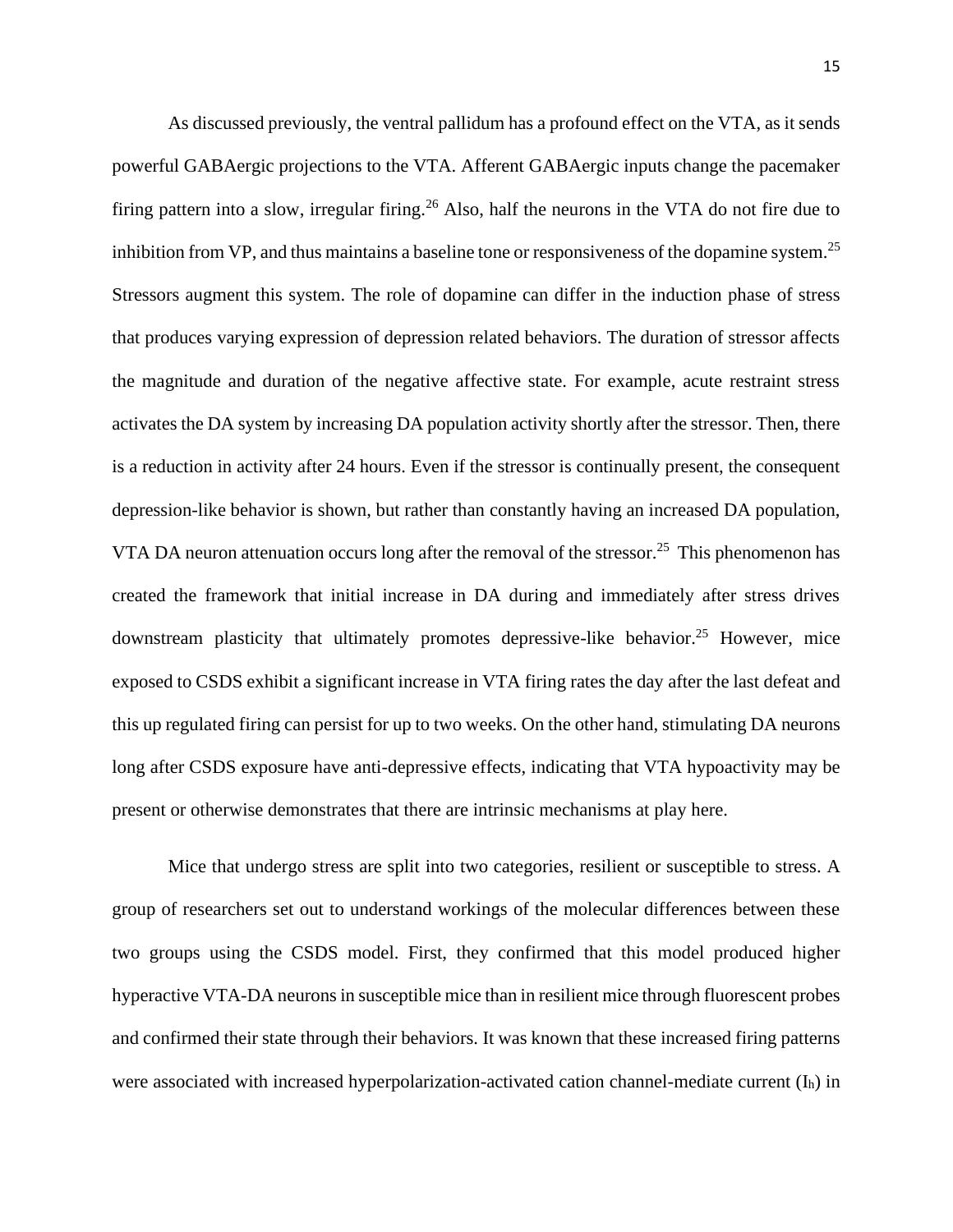As discussed previously, the ventral pallidum has a profound effect on the VTA, as it sends powerful GABAergic projections to the VTA. Afferent GABAergic inputs change the pacemaker firing pattern into a slow, irregular firing.[26] Also, half the neurons in the VTA do not fire due to inhibition from VP, and thus maintains a baseline tone or responsiveness of the dopamine system.[25] Stressors augment this system. The role of dopamine can differ in the induction phase of stress that produces varying expression of depression related behaviors. The duration of stressor affects the magnitude and duration of the negative affective state. For example, acute restraint stress activates the DA system by increasing DA population activity shortly after the stressor. Then, there is a reduction in activity after 24 hours. Even if the stressor is continually present, the consequent depression-like behavior is shown, but rather than constantly having an increased DA population, VTA DA neuron attenuation occurs long after the removal of the stressor.[25] This phenomenon has created the framework that initial increase in DA during and immediately after stress drives downstream plasticity that ultimately promotes depressive-like behavior.[25] However, mice exposed to CSDS exhibit a significant increase in VTA firing rates the day after the last defeat and this up regulated firing can persist for up to two weeks. On the other hand, stimulating DA neurons long after CSDS exposure have anti-depressive effects, indicating that VTA hypoactivity may be present or otherwise demonstrates that there are intrinsic mechanisms at play here.

Mice that undergo stress are split into two categories, resilient or susceptible to stress. A group of researchers set out to understand workings of the molecular differences between these two groups using the CSDS model. First, they confirmed that this model produced higher hyperactive VTA-DA neurons in susceptible mice than in resilient mice through fluorescent probes and confirmed their state through their behaviors. It was known that these increased firing patterns were associated with increased hyperpolarization-activated cation channel-mediate current ($I_h$) in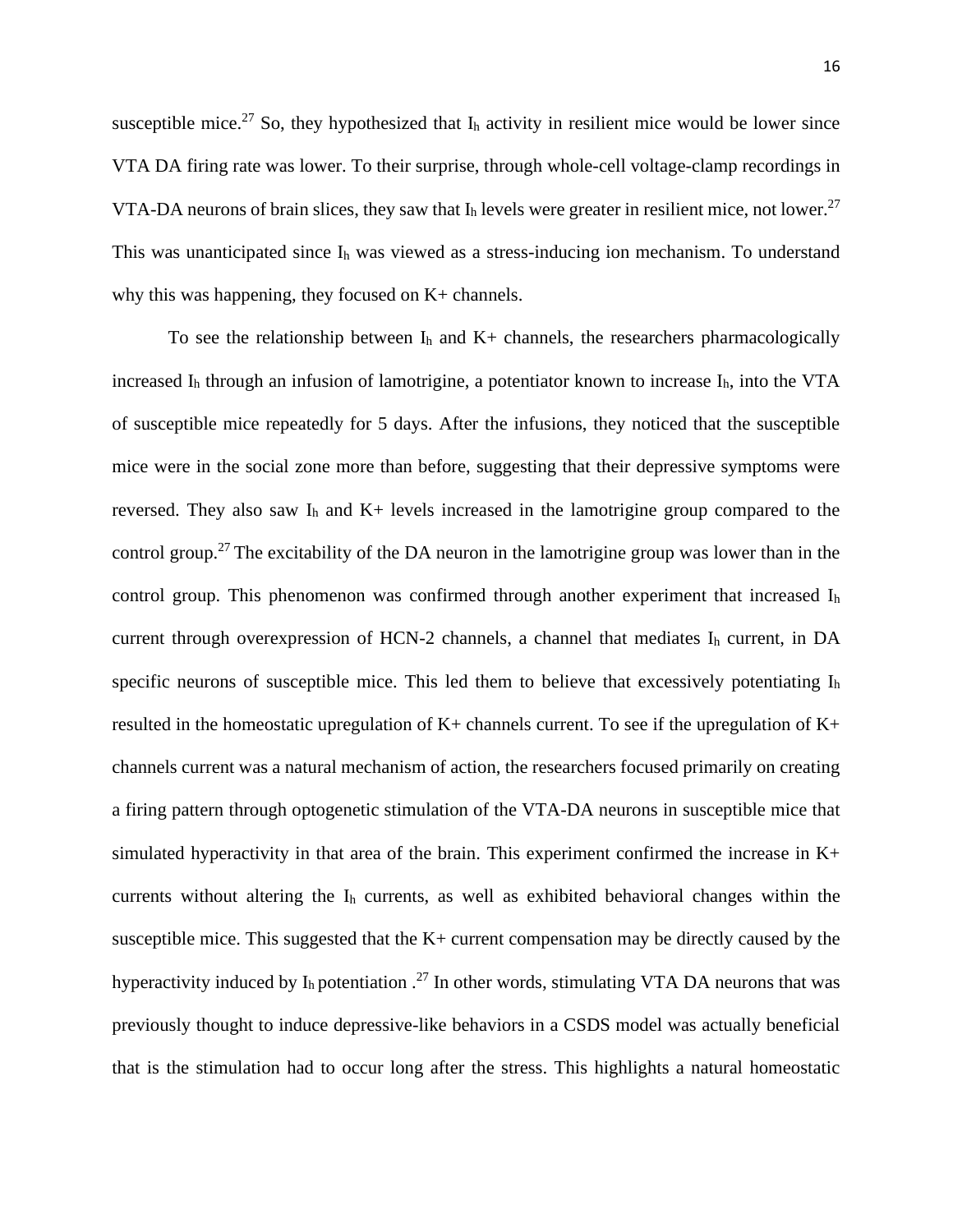susceptible mice.[27] So, they hypothesized that $I_h$ activity in resilient mice would be lower since VTA DA firing rate was lower. To their surprise, through whole-cell voltage-clamp recordings in VTA-DA neurons of brain slices, they saw that $I_h$ levels were greater in resilient mice, not lower.[27] This was unanticipated since $I_h$ was viewed as a stress-inducing ion mechanism. To understand why this was happening, they focused on K+ channels.

To see the relationship between $I_h$ and K+ channels, the researchers pharmacologically increased $I_h$ through an infusion of lamotrigine, a potentiator known to increase $I_h$, into the VTA of susceptible mice repeatedly for 5 days. After the infusions, they noticed that the susceptible mice were in the social zone more than before, suggesting that their depressive symptoms were reversed. They also saw $I_h$ and K+ levels increased in the lamotrigine group compared to the control group.[27] The excitability of the DA neuron in the lamotrigine group was lower than in the control group. This phenomenon was confirmed through another experiment that increased $I_h$ current through overexpression of HCN-2 channels, a channel that mediates $I_h$ current, in DA specific neurons of susceptible mice. This led them to believe that excessively potentiating $I_h$ resulted in the homeostatic upregulation of K+ channels current. To see if the upregulation of K+ channels current was a natural mechanism of action, the researchers focused primarily on creating a firing pattern through optogenetic stimulation of the VTA-DA neurons in susceptible mice that simulated hyperactivity in that area of the brain. This experiment confirmed the increase in K+ currents without altering the $I_h$ currents, as well as exhibited behavioral changes within the susceptible mice. This suggested that the K+ current compensation may be directly caused by the hyperactivity induced by $I_h$ potentiation .[27] In other words, stimulating VTA DA neurons that was previously thought to induce depressive-like behaviors in a CSDS model was actually beneficial that is the stimulation had to occur long after the stress. This highlights a natural homeostatic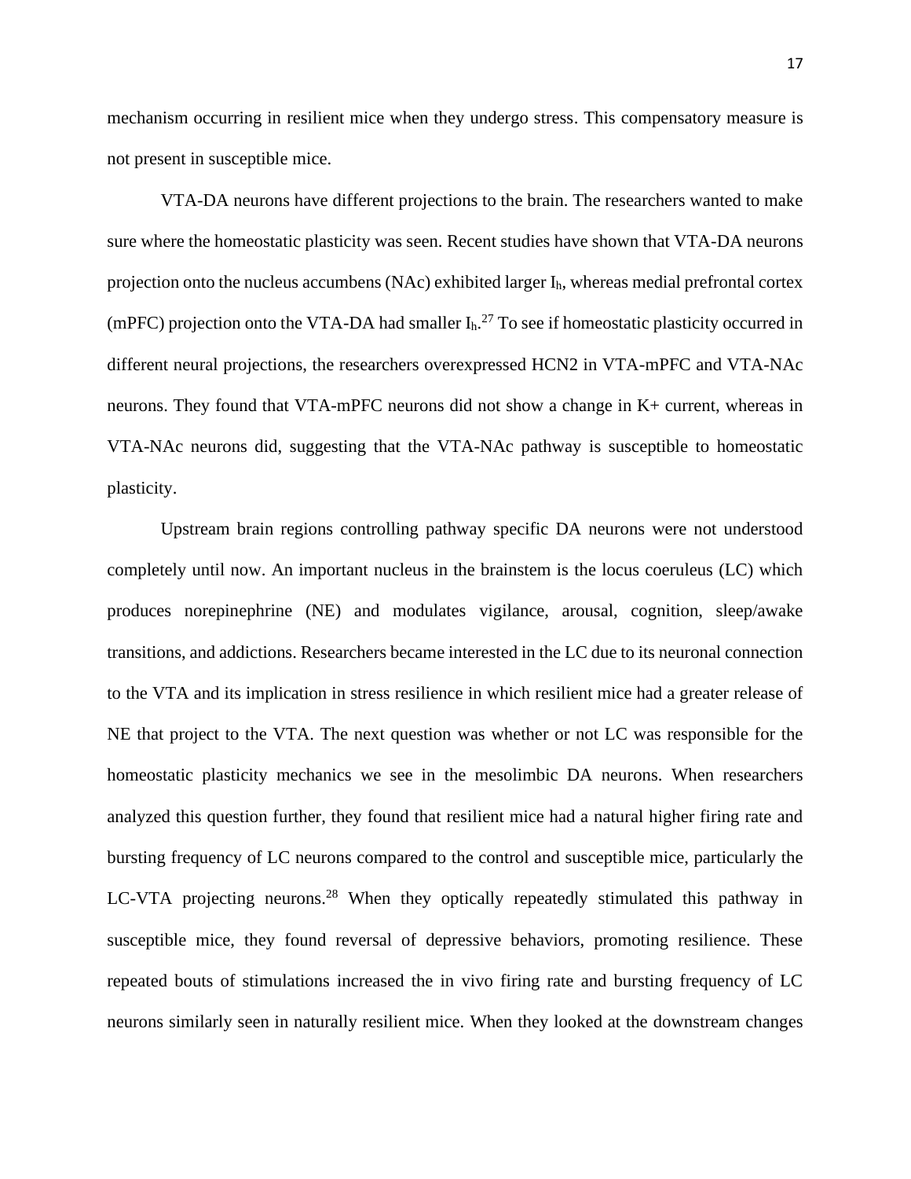mechanism occurring in resilient mice when they undergo stress. This compensatory measure is not present in susceptible mice.

VTA-DA neurons have different projections to the brain. The researchers wanted to make sure where the homeostatic plasticity was seen. Recent studies have shown that VTA-DA neurons projection onto the nucleus accumbens (NAc) exhibited larger $I_h$, whereas medial prefrontal cortex (mPFC) projection onto the VTA-DA had smaller $I_h$.[27] To see if homeostatic plasticity occurred in different neural projections, the researchers overexpressed HCN2 in VTA-mPFC and VTA-NAc neurons. They found that VTA-mPFC neurons did not show a change in $K^+$ current, whereas in VTA-NAc neurons did, suggesting that the VTA-NAc pathway is susceptible to homeostatic plasticity.

Upstream brain regions controlling pathway specific DA neurons were not understood completely until now. An important nucleus in the brainstem is the locus coeruleus (LC) which produces norepinephrine (NE) and modulates vigilance, arousal, cognition, sleep/awake transitions, and addictions. Researchers became interested in the LC due to its neuronal connection to the VTA and its implication in stress resilience in which resilient mice had a greater release of NE that project to the VTA. The next question was whether or not LC was responsible for the homeostatic plasticity mechanics we see in the mesolimbic DA neurons. When researchers analyzed this question further, they found that resilient mice had a natural higher firing rate and bursting frequency of LC neurons compared to the control and susceptible mice, particularly the LC-VTA projecting neurons.[28] When they optically repeatedly stimulated this pathway in susceptible mice, they found reversal of depressive behaviors, promoting resilience. These repeated bouts of stimulations increased the in vivo firing rate and bursting frequency of LC neurons similarly seen in naturally resilient mice. When they looked at the downstream changes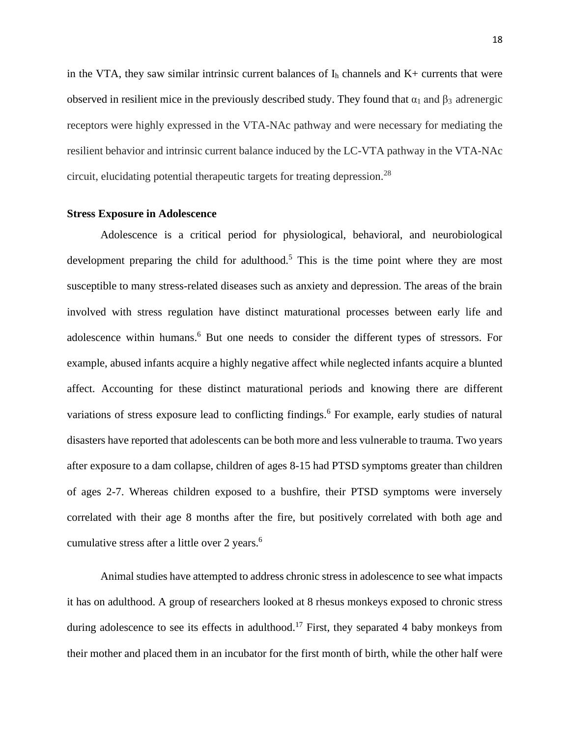in the VTA, they saw similar intrinsic current balances of $I_h$ channels and K+ currents that were observed in resilient mice in the previously described study. They found that $\alpha_1$ and $\beta_3$ adrenergic receptors were highly expressed in the VTA-NAc pathway and were necessary for mediating the resilient behavior and intrinsic current balance induced by the LC-VTA pathway in the VTA-NAc circuit, elucidating potential therapeutic targets for treating depression.[28]

**Stress Exposure in Adolescence**

Adolescence is a critical period for physiological, behavioral, and neurobiological development preparing the child for adulthood.[5] This is the time point where they are most susceptible to many stress-related diseases such as anxiety and depression. The areas of the brain involved with stress regulation have distinct maturational processes between early life and adolescence within humans.[6] But one needs to consider the different types of stressors. For example, abused infants acquire a highly negative affect while neglected infants acquire a blunted affect. Accounting for these distinct maturational periods and knowing there are different variations of stress exposure lead to conflicting findings.[6] For example, early studies of natural disasters have reported that adolescents can be both more and less vulnerable to trauma. Two years after exposure to a dam collapse, children of ages 8-15 had PTSD symptoms greater than children of ages 2-7. Whereas children exposed to a bushfire, their PTSD symptoms were inversely correlated with their age 8 months after the fire, but positively correlated with both age and cumulative stress after a little over 2 years.[6]

Animal studies have attempted to address chronic stress in adolescence to see what impacts it has on adulthood. A group of researchers looked at 8 rhesus monkeys exposed to chronic stress during adolescence to see its effects in adulthood.[17] First, they separated 4 baby monkeys from their mother and placed them in an incubator for the first month of birth, while the other half were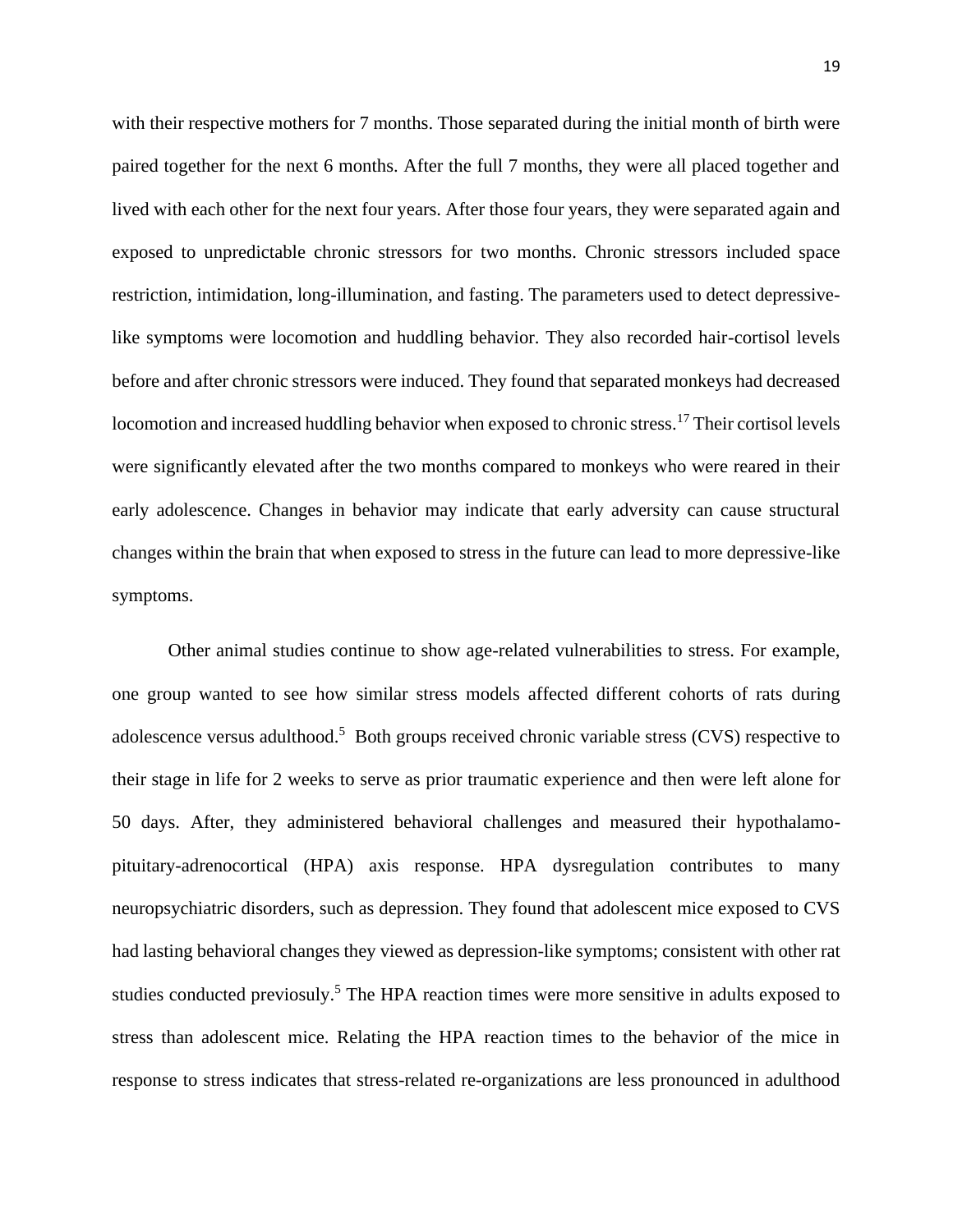with their respective mothers for 7 months. Those separated during the initial month of birth were paired together for the next 6 months. After the full 7 months, they were all placed together and lived with each other for the next four years. After those four years, they were separated again and exposed to unpredictable chronic stressors for two months. Chronic stressors included space restriction, intimidation, long-illumination, and fasting. The parameters used to detect depressive-like symptoms were locomotion and huddling behavior. They also recorded hair-cortisol levels before and after chronic stressors were induced. They found that separated monkeys had decreased locomotion and increased huddling behavior when exposed to chronic stress.[17] Their cortisol levels were significantly elevated after the two months compared to monkeys who were reared in their early adolescence. Changes in behavior may indicate that early adversity can cause structural changes within the brain that when exposed to stress in the future can lead to more depressive-like symptoms.

Other animal studies continue to show age-related vulnerabilities to stress. For example, one group wanted to see how similar stress models affected different cohorts of rats during adolescence versus adulthood.[5] Both groups received chronic variable stress (CVS) respective to their stage in life for 2 weeks to serve as prior traumatic experience and then were left alone for 50 days. After, they administered behavioral challenges and measured their hypothalamo-pituitary-adrenocortical (HPA) axis response. HPA dysregulation contributes to many neuropsychiatric disorders, such as depression. They found that adolescent mice exposed to CVS had lasting behavioral changes they viewed as depression-like symptoms; consistent with other rat studies conducted previosuly.[5] The HPA reaction times were more sensitive in adults exposed to stress than adolescent mice. Relating the HPA reaction times to the behavior of the mice in response to stress indicates that stress-related re-organizations are less pronounced in adulthood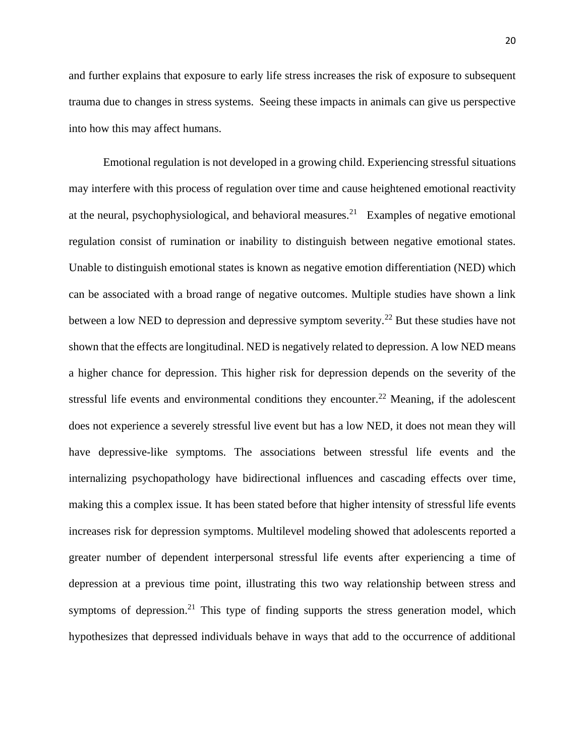and further explains that exposure to early life stress increases the risk of exposure to subsequent trauma due to changes in stress systems. Seeing these impacts in animals can give us perspective into how this may affect humans.

Emotional regulation is not developed in a growing child. Experiencing stressful situations may interfere with this process of regulation over time and cause heightened emotional reactivity at the neural, psychophysiological, and behavioral measures.[21] Examples of negative emotional regulation consist of rumination or inability to distinguish between negative emotional states. Unable to distinguish emotional states is known as negative emotion differentiation (NED) which can be associated with a broad range of negative outcomes. Multiple studies have shown a link between a low NED to depression and depressive symptom severity.[22] But these studies have not shown that the effects are longitudinal. NED is negatively related to depression. A low NED means a higher chance for depression. This higher risk for depression depends on the severity of the stressful life events and environmental conditions they encounter.[22] Meaning, if the adolescent does not experience a severely stressful live event but has a low NED, it does not mean they will have depressive-like symptoms. The associations between stressful life events and the internalizing psychopathology have bidirectional influences and cascading effects over time, making this a complex issue. It has been stated before that higher intensity of stressful life events increases risk for depression symptoms. Multilevel modeling showed that adolescents reported a greater number of dependent interpersonal stressful life events after experiencing a time of depression at a previous time point, illustrating this two way relationship between stress and symptoms of depression.[21] This type of finding supports the stress generation model, which hypothesizes that depressed individuals behave in ways that add to the occurrence of additional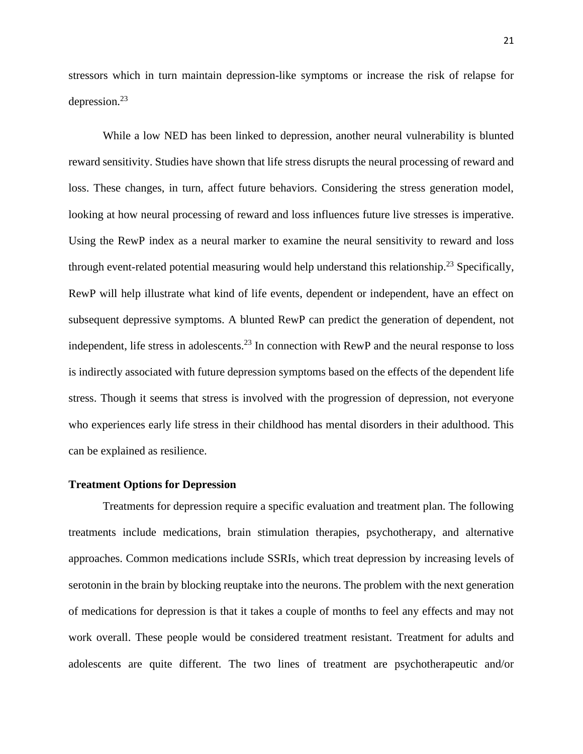stressors which in turn maintain depression-like symptoms or increase the risk of relapse for depression.[23]

While a low NED has been linked to depression, another neural vulnerability is blunted reward sensitivity. Studies have shown that life stress disrupts the neural processing of reward and loss. These changes, in turn, affect future behaviors. Considering the stress generation model, looking at how neural processing of reward and loss influences future live stresses is imperative. Using the RewP index as a neural marker to examine the neural sensitivity to reward and loss through event-related potential measuring would help understand this relationship.[23] Specifically, RewP will help illustrate what kind of life events, dependent or independent, have an effect on subsequent depressive symptoms. A blunted RewP can predict the generation of dependent, not independent, life stress in adolescents.[23] In connection with RewP and the neural response to loss is indirectly associated with future depression symptoms based on the effects of the dependent life stress. Though it seems that stress is involved with the progression of depression, not everyone who experiences early life stress in their childhood has mental disorders in their adulthood. This can be explained as resilience.

**Treatment Options for Depression**

Treatments for depression require a specific evaluation and treatment plan. The following treatments include medications, brain stimulation therapies, psychotherapy, and alternative approaches. Common medications include SSRIs, which treat depression by increasing levels of serotonin in the brain by blocking reuptake into the neurons. The problem with the next generation of medications for depression is that it takes a couple of months to feel any effects and may not work overall. These people would be considered treatment resistant. Treatment for adults and adolescents are quite different. The two lines of treatment are psychotherapeutic and/or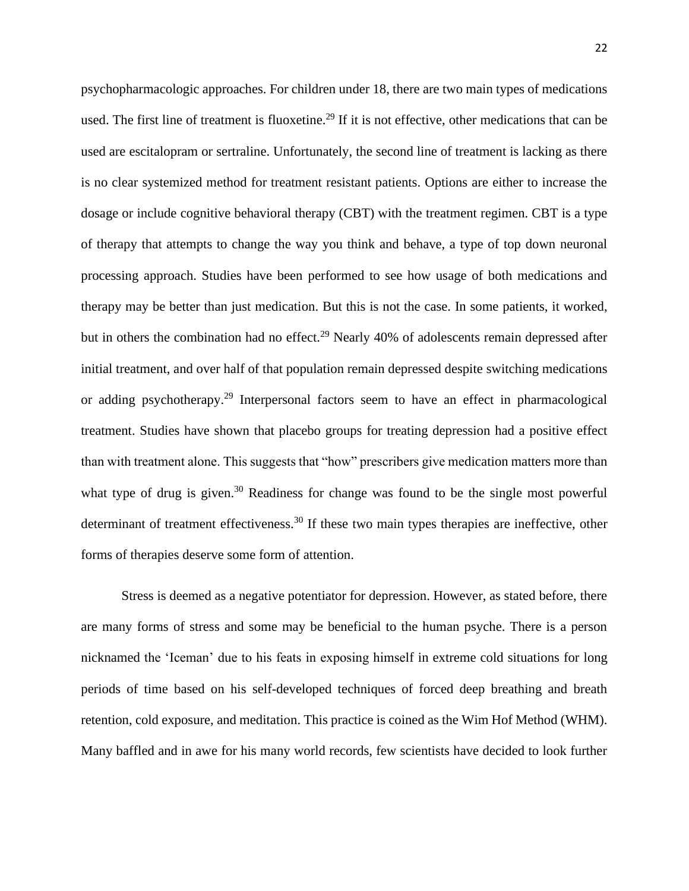psychopharmacologic approaches. For children under 18, there are two main types of medications used. The first line of treatment is fluoxetine.[29] If it is not effective, other medications that can be used are escitalopram or sertraline. Unfortunately, the second line of treatment is lacking as there is no clear systemized method for treatment resistant patients. Options are either to increase the dosage or include cognitive behavioral therapy (CBT) with the treatment regimen. CBT is a type of therapy that attempts to change the way you think and behave, a type of top down neuronal processing approach. Studies have been performed to see how usage of both medications and therapy may be better than just medication. But this is not the case. In some patients, it worked, but in others the combination had no effect.[29] Nearly 40% of adolescents remain depressed after initial treatment, and over half of that population remain depressed despite switching medications or adding psychotherapy.[29] Interpersonal factors seem to have an effect in pharmacological treatment. Studies have shown that placebo groups for treating depression had a positive effect than with treatment alone. This suggests that "how" prescribers give medication matters more than what type of drug is given.[30] Readiness for change was found to be the single most powerful determinant of treatment effectiveness.[30] If these two main types therapies are ineffective, other forms of therapies deserve some form of attention.

Stress is deemed as a negative potentiator for depression. However, as stated before, there are many forms of stress and some may be beneficial to the human psyche. There is a person nicknamed the 'Iceman' due to his feats in exposing himself in extreme cold situations for long periods of time based on his self-developed techniques of forced deep breathing and breath retention, cold exposure, and meditation. This practice is coined as the Wim Hof Method (WHM). Many baffled and in awe for his many world records, few scientists have decided to look further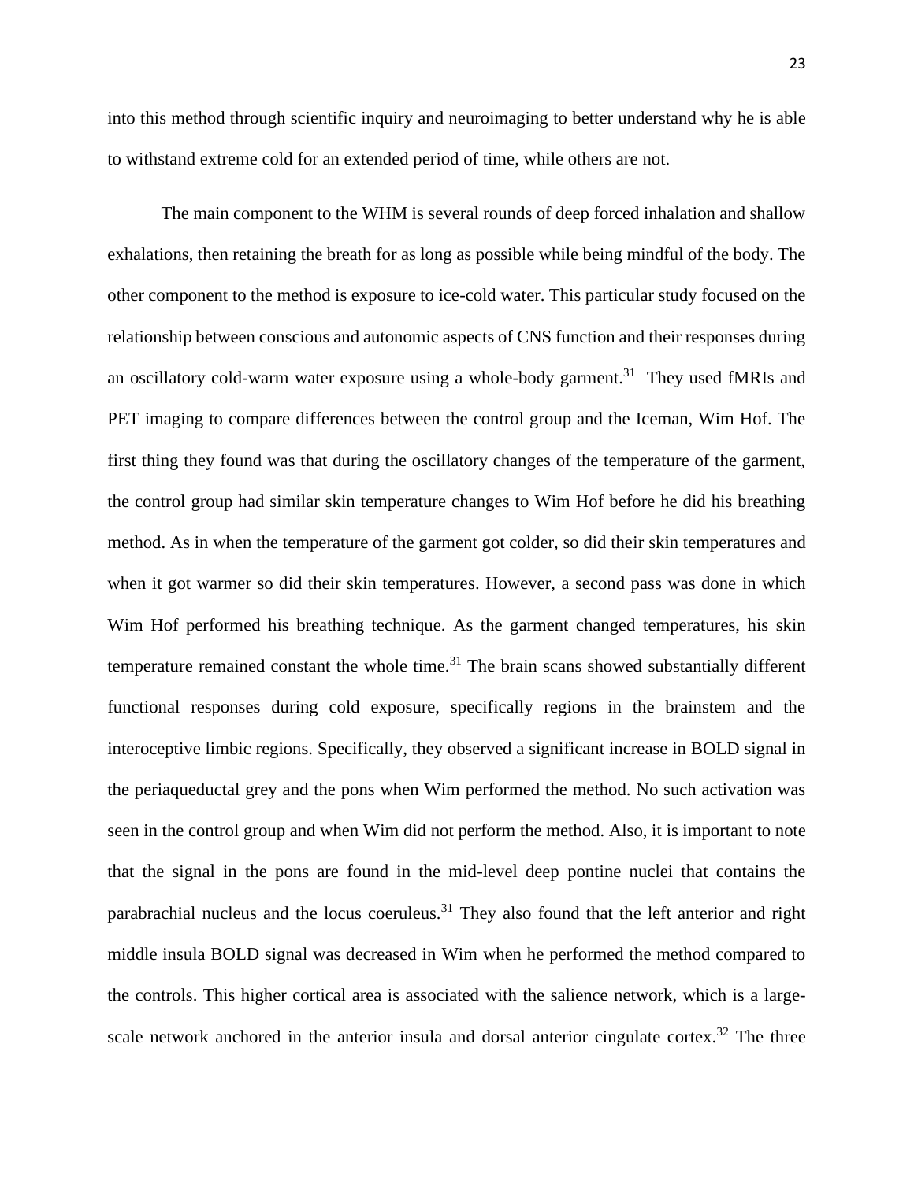into this method through scientific inquiry and neuroimaging to better understand why he is able to withstand extreme cold for an extended period of time, while others are not.

The main component to the WHM is several rounds of deep forced inhalation and shallow exhalations, then retaining the breath for as long as possible while being mindful of the body. The other component to the method is exposure to ice-cold water. This particular study focused on the relationship between conscious and autonomic aspects of CNS function and their responses during an oscillatory cold-warm water exposure using a whole-body garment.[31] They used fMRIs and PET imaging to compare differences between the control group and the Iceman, Wim Hof. The first thing they found was that during the oscillatory changes of the temperature of the garment, the control group had similar skin temperature changes to Wim Hof before he did his breathing method. As in when the temperature of the garment got colder, so did their skin temperatures and when it got warmer so did their skin temperatures. However, a second pass was done in which Wim Hof performed his breathing technique. As the garment changed temperatures, his skin temperature remained constant the whole time.[31] The brain scans showed substantially different functional responses during cold exposure, specifically regions in the brainstem and the interoceptive limbic regions. Specifically, they observed a significant increase in BOLD signal in the periaqueductal grey and the pons when Wim performed the method. No such activation was seen in the control group and when Wim did not perform the method. Also, it is important to note that the signal in the pons are found in the mid-level deep pontine nuclei that contains the parabrachial nucleus and the locus coeruleus.[31] They also found that the left anterior and right middle insula BOLD signal was decreased in Wim when he performed the method compared to the controls. This higher cortical area is associated with the salience network, which is a large-scale network anchored in the anterior insula and dorsal anterior cingulate cortex.[32] The three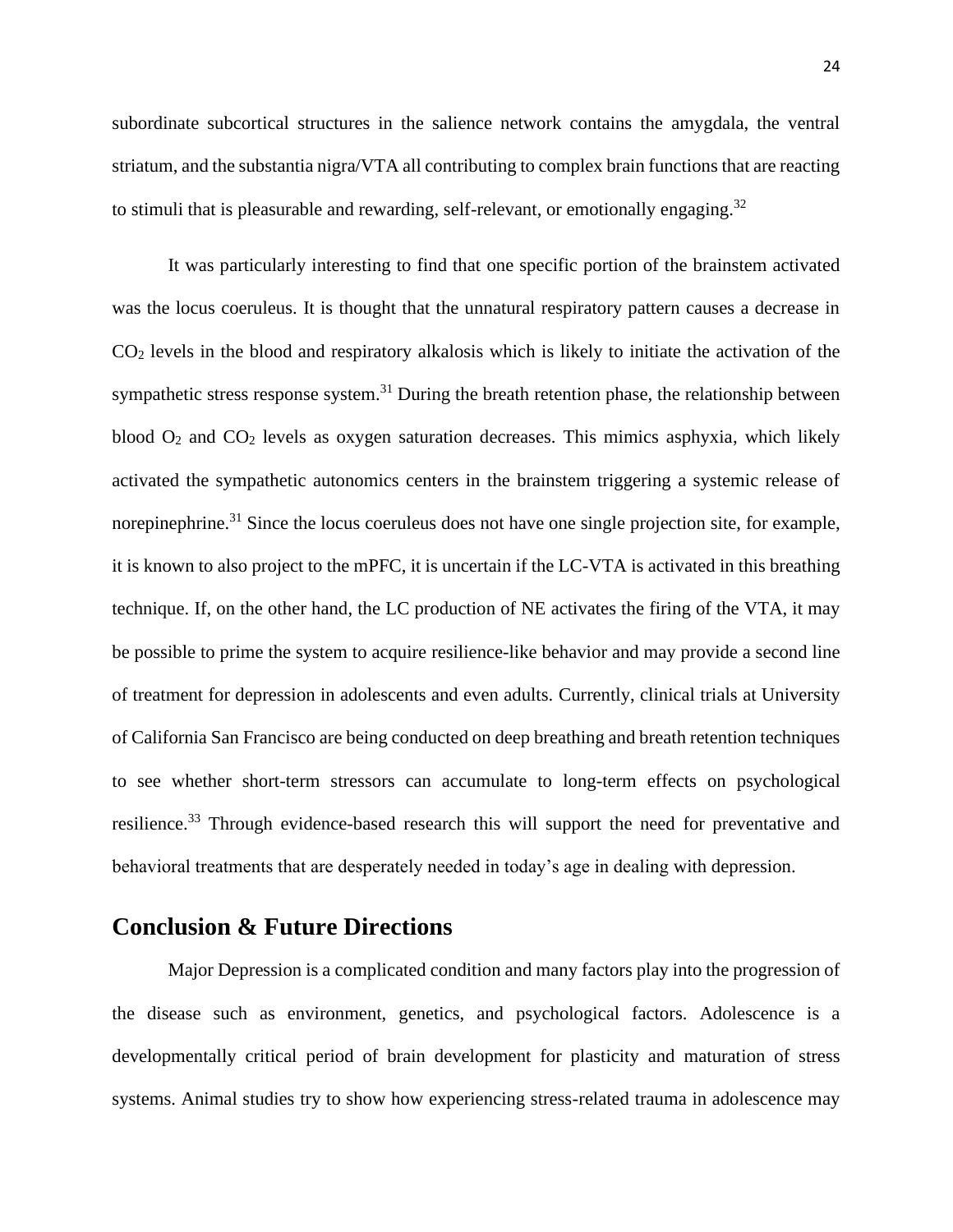subordinate subcortical structures in the salience network contains the amygdala, the ventral striatum, and the substantia nigra/VTA all contributing to complex brain functions that are reacting to stimuli that is pleasurable and rewarding, self-relevant, or emotionally engaging.[32]

It was particularly interesting to find that one specific portion of the brainstem activated was the locus coeruleus. It is thought that the unnatural respiratory pattern causes a decrease in $CO_2$ levels in the blood and respiratory alkalosis which is likely to initiate the activation of the sympathetic stress response system.[31] During the breath retention phase, the relationship between blood $O_2$ and $CO_2$ levels as oxygen saturation decreases. This mimics asphyxia, which likely activated the sympathetic autonomics centers in the brainstem triggering a systemic release of norepinephrine.[31] Since the locus coeruleus does not have one single projection site, for example, it is known to also project to the mPFC, it is uncertain if the LC-VTA is activated in this breathing technique. If, on the other hand, the LC production of NE activates the firing of the VTA, it may be possible to prime the system to acquire resilience-like behavior and may provide a second line of treatment for depression in adolescents and even adults. Currently, clinical trials at University of California San Francisco are being conducted on deep breathing and breath retention techniques to see whether short-term stressors can accumulate to long-term effects on psychological resilience.[33] Through evidence-based research this will support the need for preventative and behavioral treatments that are desperately needed in today's age in dealing with depression.

## Conclusion & Future Directions

Major Depression is a complicated condition and many factors play into the progression of the disease such as environment, genetics, and psychological factors. Adolescence is a developmentally critical period of brain development for plasticity and maturation of stress systems. Animal studies try to show how experiencing stress-related trauma in adolescence may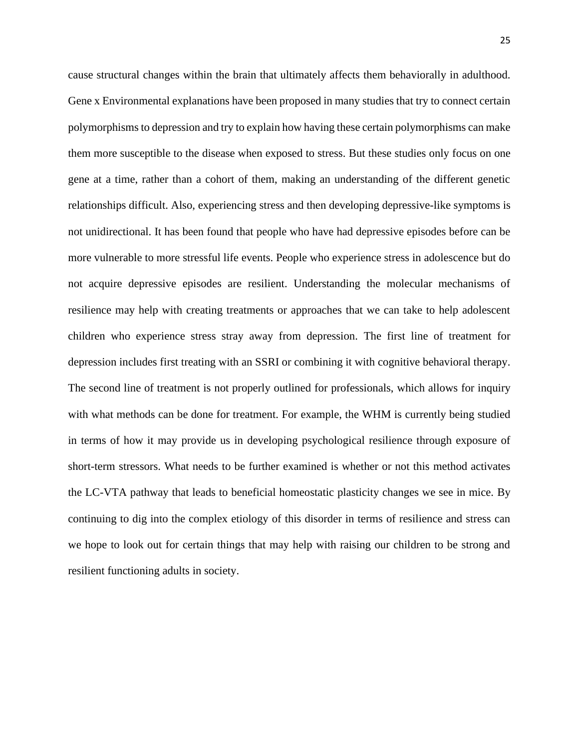cause structural changes within the brain that ultimately affects them behaviorally in adulthood. Gene x Environmental explanations have been proposed in many studies that try to connect certain polymorphisms to depression and try to explain how having these certain polymorphisms can make them more susceptible to the disease when exposed to stress. But these studies only focus on one gene at a time, rather than a cohort of them, making an understanding of the different genetic relationships difficult. Also, experiencing stress and then developing depressive-like symptoms is not unidirectional. It has been found that people who have had depressive episodes before can be more vulnerable to more stressful life events. People who experience stress in adolescence but do not acquire depressive episodes are resilient. Understanding the molecular mechanisms of resilience may help with creating treatments or approaches that we can take to help adolescent children who experience stress stray away from depression. The first line of treatment for depression includes first treating with an SSRI or combining it with cognitive behavioral therapy. The second line of treatment is not properly outlined for professionals, which allows for inquiry with what methods can be done for treatment. For example, the WHM is currently being studied in terms of how it may provide us in developing psychological resilience through exposure of short-term stressors. What needs to be further examined is whether or not this method activates the LC-VTA pathway that leads to beneficial homeostatic plasticity changes we see in mice. By continuing to dig into the complex etiology of this disorder in terms of resilience and stress can we hope to look out for certain things that may help with raising our children to be strong and resilient functioning adults in society.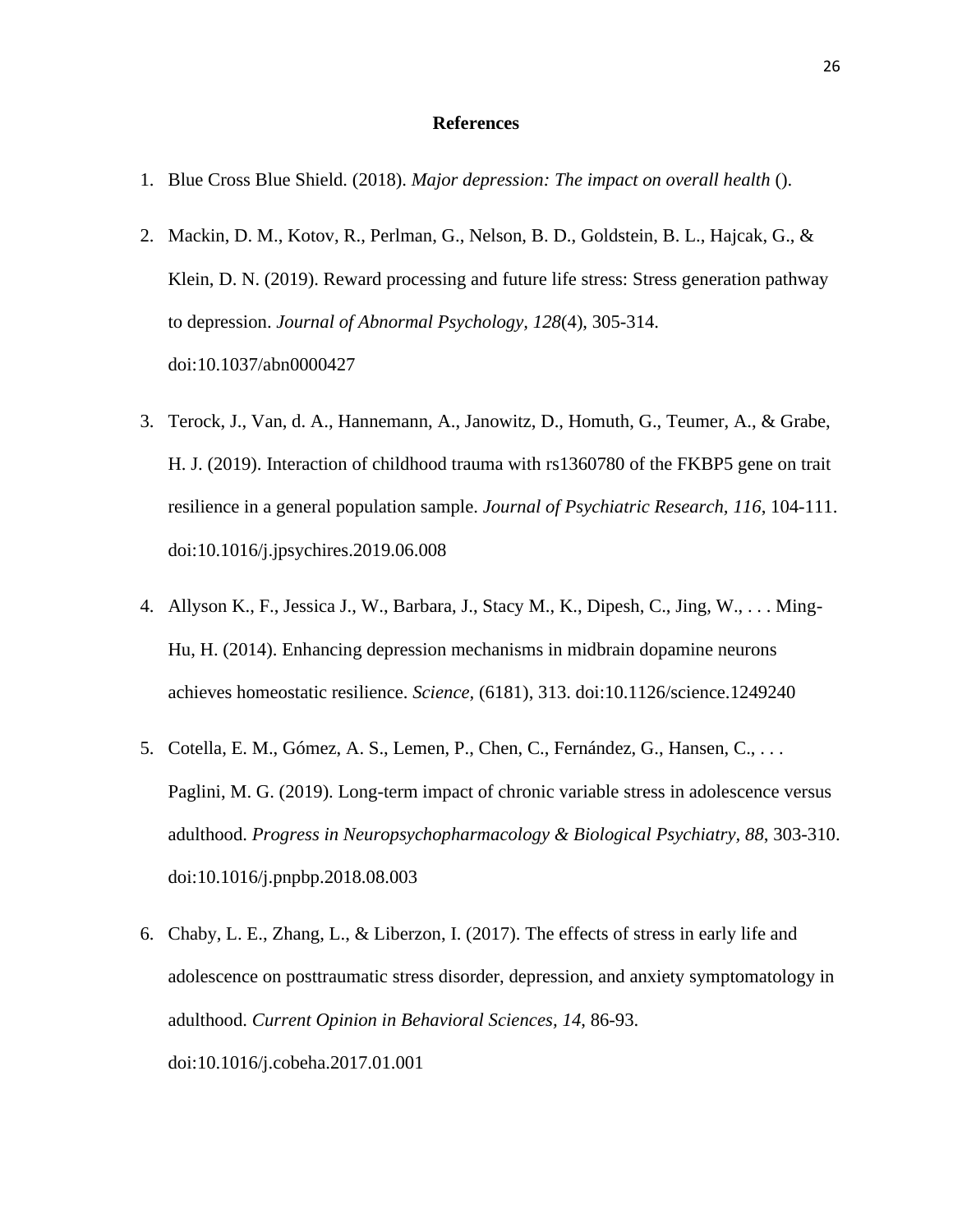## References

1. Blue Cross Blue Shield. (2018). *Major depression: The impact on overall health* ().

2. Mackin, D. M., Kotov, R., Perlman, G., Nelson, B. D., Goldstein, B. L., Hajcak, G., & Klein, D. N. (2019). Reward processing and future life stress: Stress generation pathway to depression. *Journal of Abnormal Psychology, 128*(4), 305-314. doi:10.1037/abn0000427

3. Terock, J., Van, d. A., Hannemann, A., Janowitz, D., Homuth, G., Teumer, A., & Grabe, H. J. (2019). Interaction of childhood trauma with rs1360780 of the FKBP5 gene on trait resilience in a general population sample. *Journal of Psychiatric Research, 116*, 104-111. doi:10.1016/j.jpsychires.2019.06.008

4. Allyson K., F., Jessica J., W., Barbara, J., Stacy M., K., Dipesh, C., Jing, W., . . . Ming-Hu, H. (2014). Enhancing depression mechanisms in midbrain dopamine neurons achieves homeostatic resilience. *Science,* (6181), 313. doi:10.1126/science.1249240

5. Cotella, E. M., Gómez, A. S., Lemen, P., Chen, C., Fernández, G., Hansen, C., . . . Paglini, M. G. (2019). Long-term impact of chronic variable stress in adolescence versus adulthood. *Progress in Neuropsychopharmacology & Biological Psychiatry, 88*, 303-310. doi:10.1016/j.pnpbp.2018.08.003

6. Chaby, L. E., Zhang, L., & Liberzon, I. (2017). The effects of stress in early life and adolescence on posttraumatic stress disorder, depression, and anxiety symptomatology in adulthood. *Current Opinion in Behavioral Sciences, 14*, 86-93. doi:10.1016/j.cobeha.2017.01.001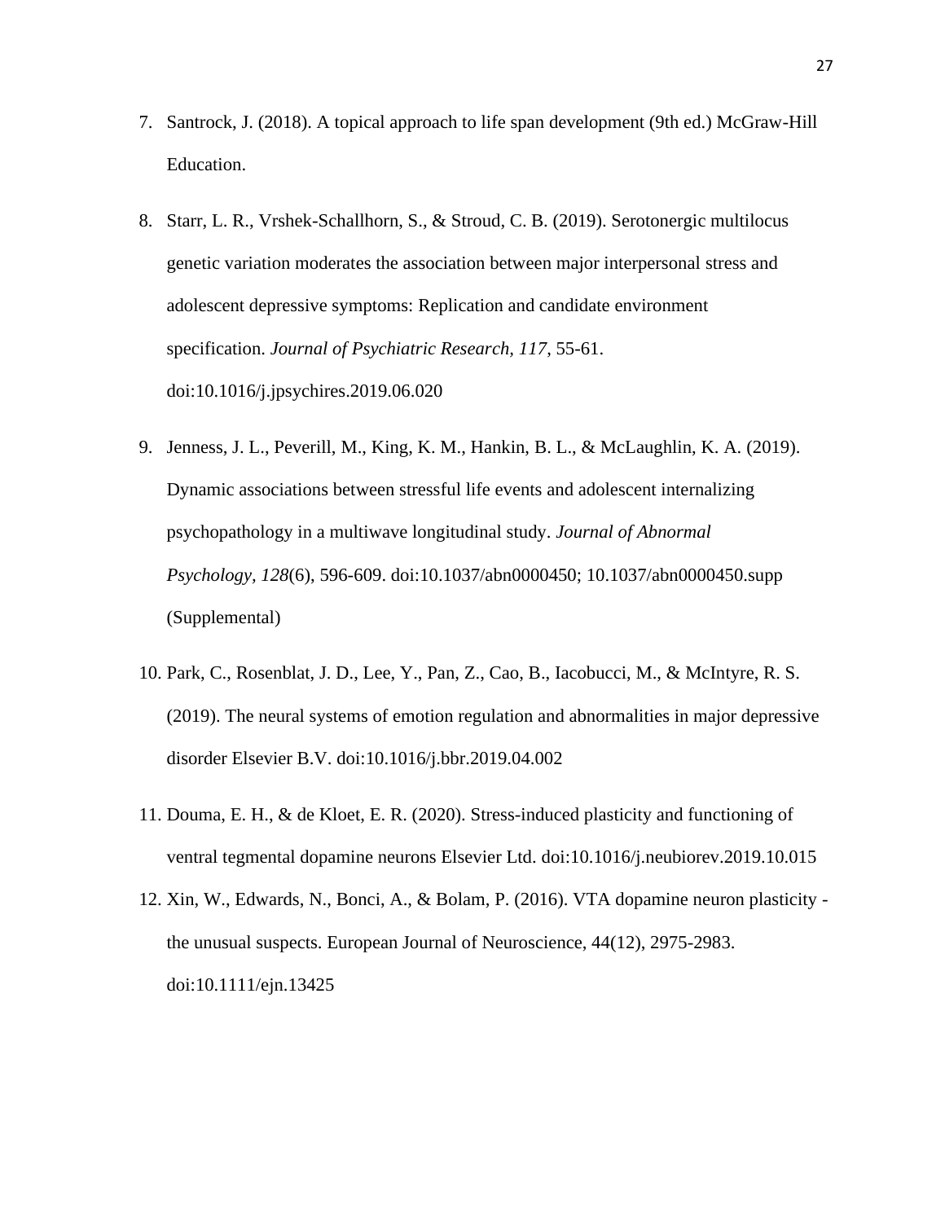7. Santrock, J. (2018). A topical approach to life span development (9th ed.) McGraw-Hill Education.

8. Starr, L. R., Vrshek-Schallhorn, S., & Stroud, C. B. (2019). Serotonergic multilocus genetic variation moderates the association between major interpersonal stress and adolescent depressive symptoms: Replication and candidate environment specification. *Journal of Psychiatric Research, 117*, 55-61. doi:10.1016/j.jpsychires.2019.06.020

9. Jenness, J. L., Peverill, M., King, K. M., Hankin, B. L., & McLaughlin, K. A. (2019). Dynamic associations between stressful life events and adolescent internalizing psychopathology in a multiwave longitudinal study. *Journal of Abnormal Psychology, 128*(6), 596-609. doi:10.1037/abn0000450; 10.1037/abn0000450.supp (Supplemental)

10. Park, C., Rosenblat, J. D., Lee, Y., Pan, Z., Cao, B., Iacobucci, M., & McIntyre, R. S. (2019). The neural systems of emotion regulation and abnormalities in major depressive disorder Elsevier B.V. doi:10.1016/j.bbr.2019.04.002

11. Douma, E. H., & de Kloet, E. R. (2020). Stress-induced plasticity and functioning of ventral tegmental dopamine neurons Elsevier Ltd. doi:10.1016/j.neubiorev.2019.10.015

12. Xin, W., Edwards, N., Bonci, A., & Bolam, P. (2016). VTA dopamine neuron plasticity - the unusual suspects. European Journal of Neuroscience, 44(12), 2975-2983. doi:10.1111/ejn.13425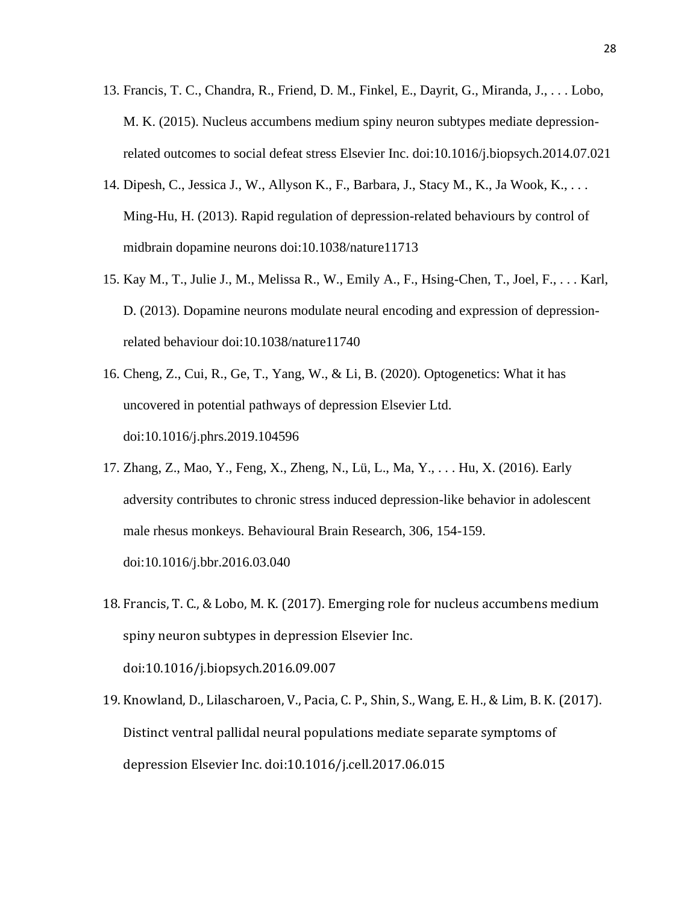13. Francis, T. C., Chandra, R., Friend, D. M., Finkel, E., Dayrit, G., Miranda, J., . . . Lobo, M. K. (2015). Nucleus accumbens medium spiny neuron subtypes mediate depression-related outcomes to social defeat stress Elsevier Inc. doi:10.1016/j.biopsych.2014.07.021
14. Dipesh, C., Jessica J., W., Allyson K., F., Barbara, J., Stacy M., K., Ja Wook, K., . . . Ming-Hu, H. (2013). Rapid regulation of depression-related behaviours by control of midbrain dopamine neurons doi:10.1038/nature11713
15. Kay M., T., Julie J., M., Melissa R., W., Emily A., F., Hsing-Chen, T., Joel, F., . . . Karl, D. (2013). Dopamine neurons modulate neural encoding and expression of depression-related behaviour doi:10.1038/nature11740
16. Cheng, Z., Cui, R., Ge, T., Yang, W., & Li, B. (2020). Optogenetics: What it has uncovered in potential pathways of depression Elsevier Ltd. doi:10.1016/j.phrs.2019.104596
17. Zhang, Z., Mao, Y., Feng, X., Zheng, N., Lü, L., Ma, Y., . . . Hu, X. (2016). Early adversity contributes to chronic stress induced depression-like behavior in adolescent male rhesus monkeys. Behavioural Brain Research, 306, 154-159. doi:10.1016/j.bbr.2016.03.040
18. Francis, T. C., & Lobo, M. K. (2017). Emerging role for nucleus accumbens medium spiny neuron subtypes in depression Elsevier Inc. doi:10.1016/j.biopsych.2016.09.007
19. Knowland, D., Lilascharoen, V., Pacia, C. P., Shin, S., Wang, E. H., & Lim, B. K. (2017). Distinct ventral pallidal neural populations mediate separate symptoms of depression Elsevier Inc. doi:10.1016/j.cell.2017.06.015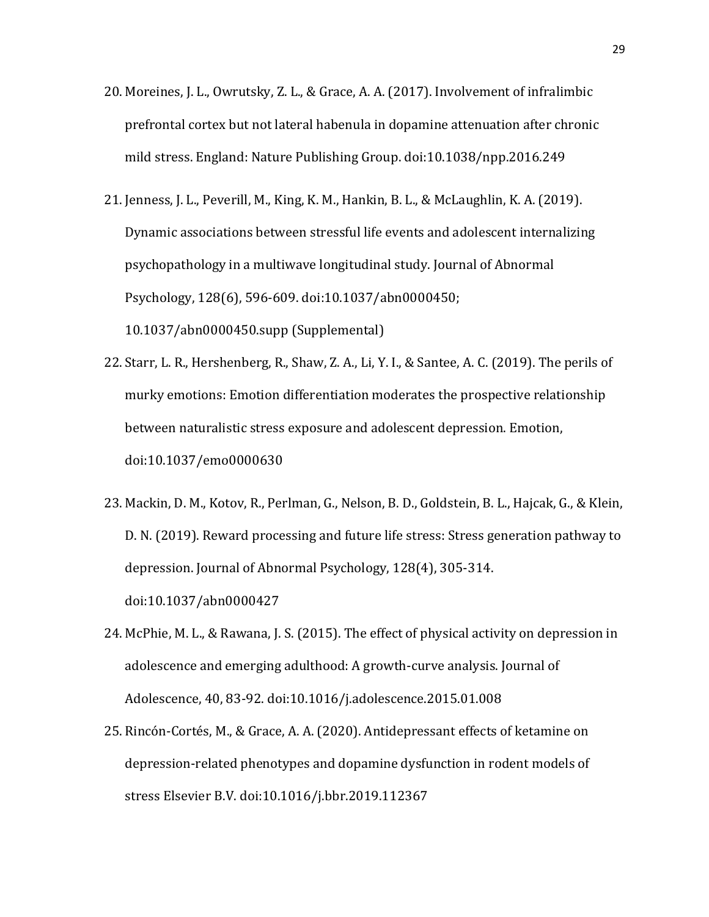20. Moreines, J. L., Owrutsky, Z. L., & Grace, A. A. (2017). Involvement of infralimbic prefrontal cortex but not lateral habenula in dopamine attenuation after chronic mild stress. England: Nature Publishing Group. doi:10.1038/npp.2016.249

21. Jenness, J. L., Peverill, M., King, K. M., Hankin, B. L., & McLaughlin, K. A. (2019). Dynamic associations between stressful life events and adolescent internalizing psychopathology in a multiwave longitudinal study. Journal of Abnormal Psychology, 128(6), 596-609. doi:10.1037/abn0000450; 10.1037/abn0000450.supp (Supplemental)

22. Starr, L. R., Hershenberg, R., Shaw, Z. A., Li, Y. I., & Santee, A. C. (2019). The perils of murky emotions: Emotion differentiation moderates the prospective relationship between naturalistic stress exposure and adolescent depression. Emotion, doi:10.1037/emo0000630

23. Mackin, D. M., Kotov, R., Perlman, G., Nelson, B. D., Goldstein, B. L., Hajcak, G., & Klein, D. N. (2019). Reward processing and future life stress: Stress generation pathway to depression. Journal of Abnormal Psychology, 128(4), 305-314. doi:10.1037/abn0000427

24. McPhie, M. L., & Rawana, J. S. (2015). The effect of physical activity on depression in adolescence and emerging adulthood: A growth-curve analysis. Journal of Adolescence, 40, 83-92. doi:10.1016/j.adolescence.2015.01.008

25. Rincón-Cortés, M., & Grace, A. A. (2020). Antidepressant effects of ketamine on depression-related phenotypes and dopamine dysfunction in rodent models of stress Elsevier B.V. doi:10.1016/j.bbr.2019.112367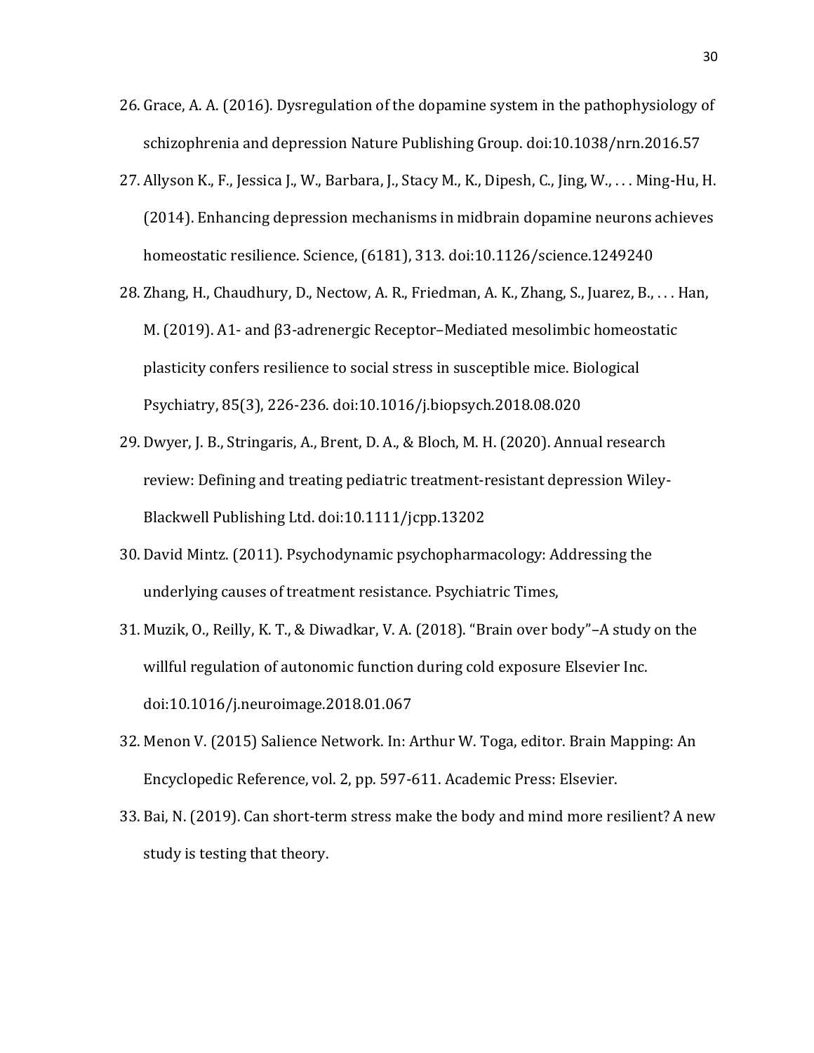26. Grace, A. A. (2016). Dysregulation of the dopamine system in the pathophysiology of schizophrenia and depression Nature Publishing Group. doi:10.1038/nrn.2016.57
27. Allyson K., F., Jessica J., W., Barbara, J., Stacy M., K., Dipesh, C., Jing, W., . . . Ming-Hu, H. (2014). Enhancing depression mechanisms in midbrain dopamine neurons achieves homeostatic resilience. Science, (6181), 313. doi:10.1126/science.1249240
28. Zhang, H., Chaudhury, D., Nectow, A. R., Friedman, A. K., Zhang, S., Juarez, B., . . . Han, M. (2019). A1- and β3-adrenergic Receptor–Mediated mesolimbic homeostatic plasticity confers resilience to social stress in susceptible mice. Biological Psychiatry, 85(3), 226-236. doi:10.1016/j.biopsych.2018.08.020
29. Dwyer, J. B., Stringaris, A., Brent, D. A., & Bloch, M. H. (2020). Annual research review: Defining and treating pediatric treatment-resistant depression Wiley-Blackwell Publishing Ltd. doi:10.1111/jcpp.13202
30. David Mintz. (2011). Psychodynamic psychopharmacology: Addressing the underlying causes of treatment resistance. Psychiatric Times,
31. Muzik, O., Reilly, K. T., & Diwadkar, V. A. (2018). "Brain over body"–A study on the willful regulation of autonomic function during cold exposure Elsevier Inc. doi:10.1016/j.neuroimage.2018.01.067
32. Menon V. (2015) Salience Network. In: Arthur W. Toga, editor. Brain Mapping: An Encyclopedic Reference, vol. 2, pp. 597-611. Academic Press: Elsevier.
33. Bai, N. (2019). Can short-term stress make the body and mind more resilient? A new study is testing that theory.